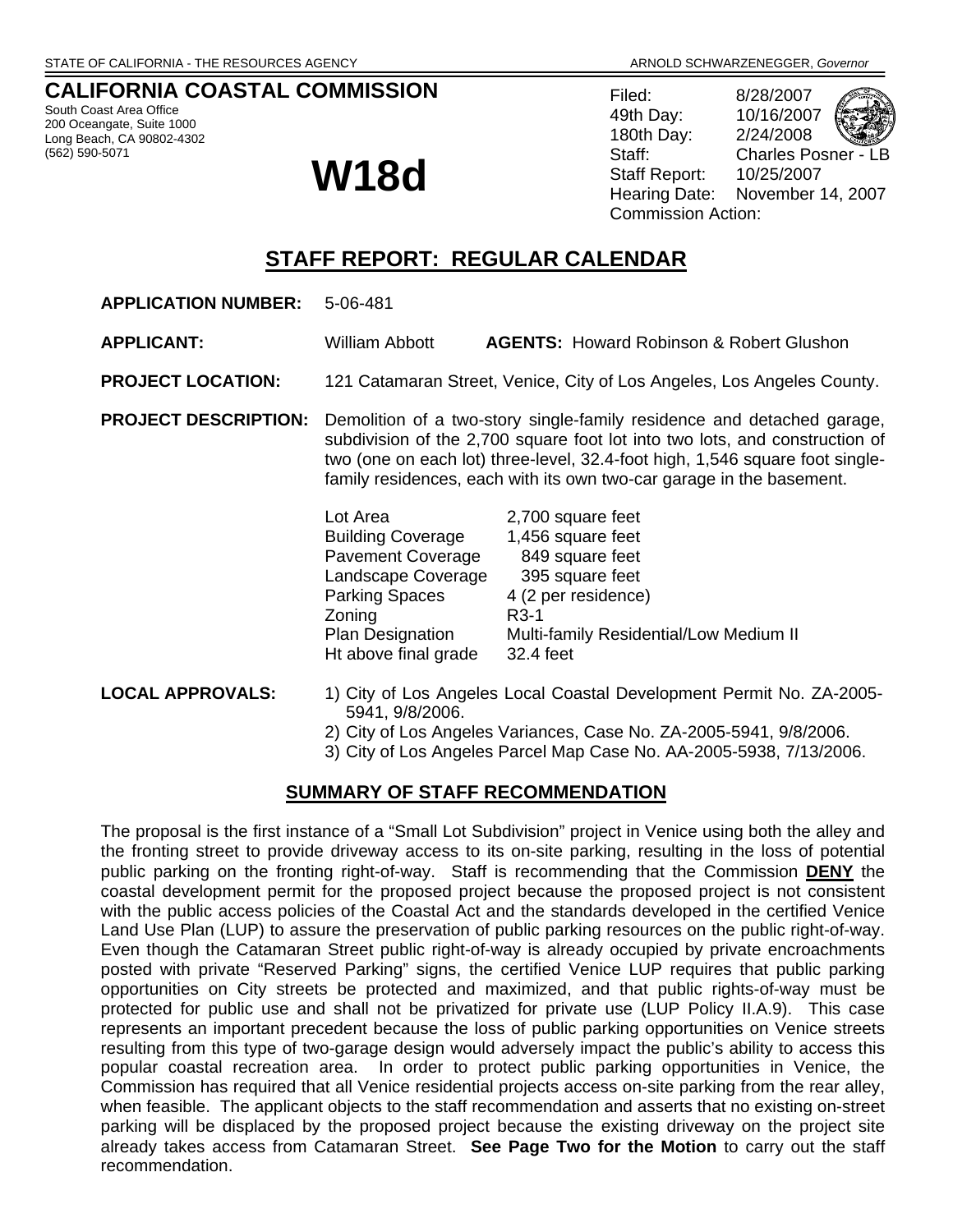STATE OF CALIFORNIA - THE RESOURCES AGENCY ARNOLD SCHWARZENEGGER, *Governor*

# CALIFORNIA COASTAL COMMISSION

South Coast Area Office
200 Oceangate, Suite 1000
Long Beach, CA 90802-4302
(562) 590-5071

# W18d

Filed: 8/28/2007
49th Day: 10/16/2007
180th Day: 2/24/2008
Staff: Charles Posner - LB
Staff Report: 10/25/2007
Hearing Date: November 14, 2007
Commission Action:

## STAFF REPORT: REGULAR CALENDAR

**APPLICATION NUMBER:** 5-06-481

**APPLICANT:** William Abbott **AGENTS:** Howard Robinson & Robert Glushon

**PROJECT LOCATION:** 121 Catamaran Street, Venice, City of Los Angeles, Los Angeles County.

**PROJECT DESCRIPTION:** Demolition of a two-story single-family residence and detached garage, subdivision of the 2,700 square foot lot into two lots, and construction of two (one on each lot) three-level, 32.4-foot high, 1,546 square foot single-family residences, each with its own two-car garage in the basement.

| | |
|---|---|
| Lot Area | 2,700 square feet |
| Building Coverage | 1,456 square feet |
| Pavement Coverage | 849 square feet |
| Landscape Coverage | 395 square feet |
| Parking Spaces | 4 (2 per residence) |
| Zoning | R3-1 |
| Plan Designation | Multi-family Residential/Low Medium II |
| Ht above final grade | 32.4 feet |

**LOCAL APPROVALS:**

1) City of Los Angeles Local Coastal Development Permit No. ZA-2005-5941, 9/8/2006.
2) City of Los Angeles Variances, Case No. ZA-2005-5941, 9/8/2006.
3) City of Los Angeles Parcel Map Case No. AA-2005-5938, 7/13/2006.

## SUMMARY OF STAFF RECOMMENDATION

The proposal is the first instance of a "Small Lot Subdivision" project in Venice using both the alley and the fronting street to provide driveway access to its on-site parking, resulting in the loss of potential public parking on the fronting right-of-way. Staff is recommending that the Commission **DENY** the coastal development permit for the proposed project because the proposed project is not consistent with the public access policies of the Coastal Act and the standards developed in the certified Venice Land Use Plan (LUP) to assure the preservation of public parking resources on the public right-of-way. Even though the Catamaran Street public right-of-way is already occupied by private encroachments posted with private "Reserved Parking" signs, the certified Venice LUP requires that public parking opportunities on City streets be protected and maximized, and that public rights-of-way must be protected for public use and shall not be privatized for private use (LUP Policy II.A.9). This case represents an important precedent because the loss of public parking opportunities on Venice streets resulting from this type of two-garage design would adversely impact the public's ability to access this popular coastal recreation area. In order to protect public parking opportunities in Venice, the Commission has required that all Venice residential projects access on-site parking from the rear alley, when feasible. The applicant objects to the staff recommendation and asserts that no existing on-street parking will be displaced by the proposed project because the existing driveway on the project site already takes access from Catamaran Street. **See Page Two for the Motion** to carry out the staff recommendation.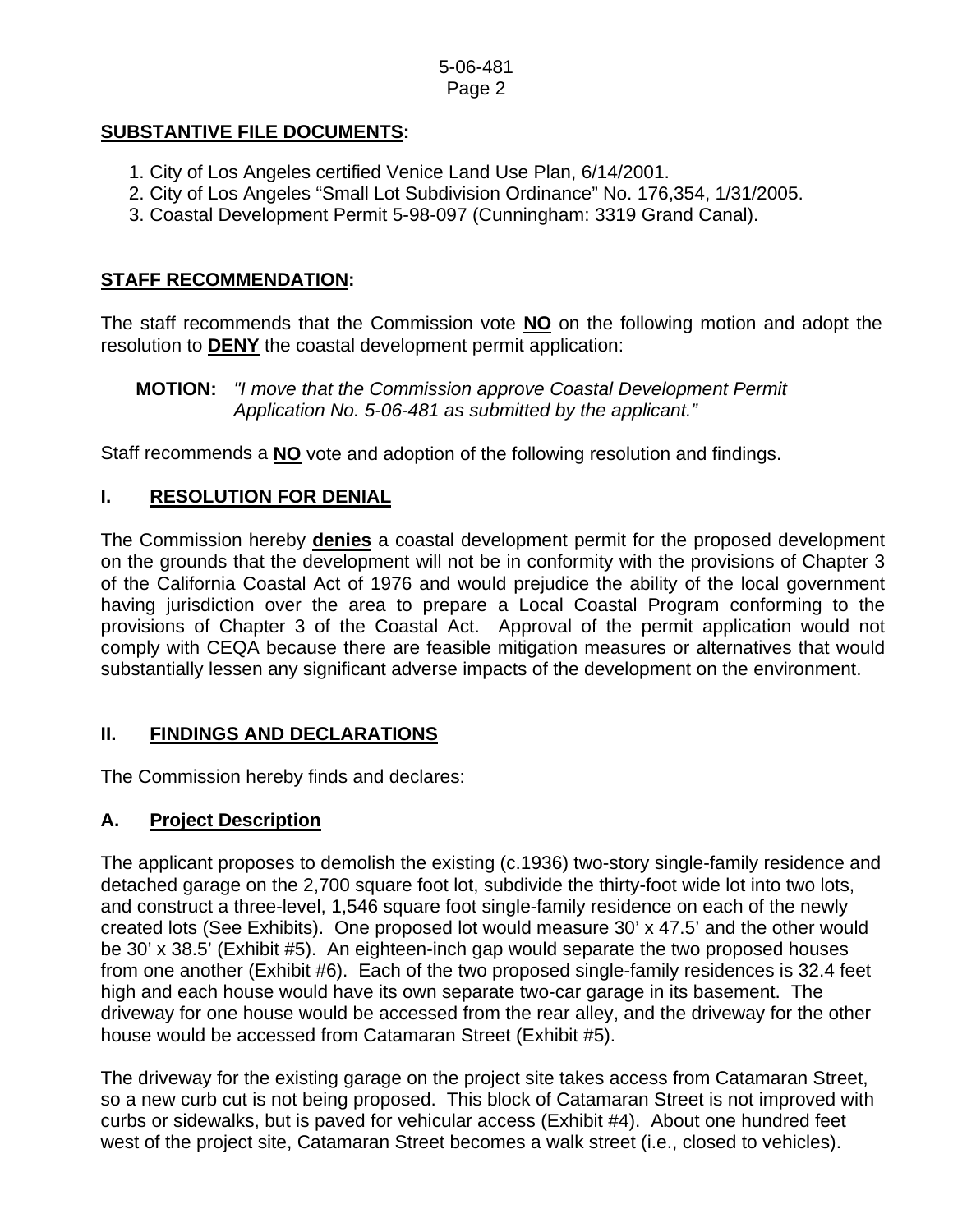## **SUBSTANTIVE FILE DOCUMENTS:**

1. City of Los Angeles certified Venice Land Use Plan, 6/14/2001.
2. City of Los Angeles "Small Lot Subdivision Ordinance" No. 176,354, 1/31/2005.
3. Coastal Development Permit 5-98-097 (Cunningham: 3319 Grand Canal).

## **STAFF RECOMMENDATION:**

The staff recommends that the Commission vote **NO** on the following motion and adopt the resolution to **DENY** the coastal development permit application:

> **MOTION:** *"I move that the Commission approve Coastal Development Permit Application No. 5-06-481 as submitted by the applicant."*

Staff recommends a **NO** vote and adoption of the following resolution and findings.

## **I. RESOLUTION FOR DENIAL**

The Commission hereby **denies** a coastal development permit for the proposed development on the grounds that the development will not be in conformity with the provisions of Chapter 3 of the California Coastal Act of 1976 and would prejudice the ability of the local government having jurisdiction over the area to prepare a Local Coastal Program conforming to the provisions of Chapter 3 of the Coastal Act. Approval of the permit application would not comply with CEQA because there are feasible mitigation measures or alternatives that would substantially lessen any significant adverse impacts of the development on the environment.

## **II. FINDINGS AND DECLARATIONS**

The Commission hereby finds and declares:

### **A. Project Description**

The applicant proposes to demolish the existing (c.1936) two-story single-family residence and detached garage on the 2,700 square foot lot, subdivide the thirty-foot wide lot into two lots, and construct a three-level, 1,546 square foot single-family residence on each of the newly created lots (See Exhibits). One proposed lot would measure 30' x 47.5' and the other would be 30' x 38.5' (Exhibit #5). An eighteen-inch gap would separate the two proposed houses from one another (Exhibit #6). Each of the two proposed single-family residences is 32.4 feet high and each house would have its own separate two-car garage in its basement. The driveway for one house would be accessed from the rear alley, and the driveway for the other house would be accessed from Catamaran Street (Exhibit #5).

The driveway for the existing garage on the project site takes access from Catamaran Street, so a new curb cut is not being proposed. This block of Catamaran Street is not improved with curbs or sidewalks, but is paved for vehicular access (Exhibit #4). About one hundred feet west of the project site, Catamaran Street becomes a walk street (i.e., closed to vehicles).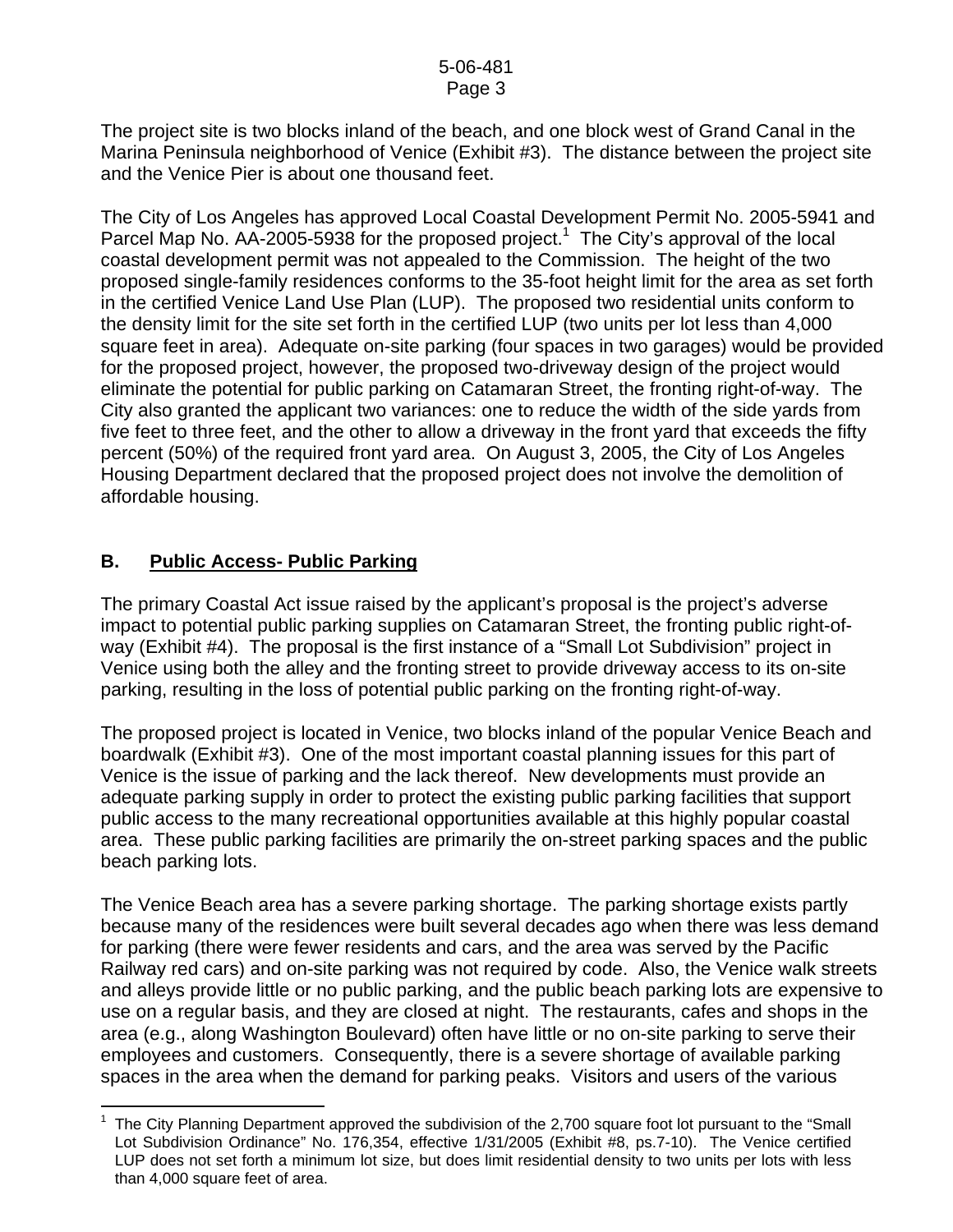The project site is two blocks inland of the beach, and one block west of Grand Canal in the Marina Peninsula neighborhood of Venice (Exhibit #3). The distance between the project site and the Venice Pier is about one thousand feet.

The City of Los Angeles has approved Local Coastal Development Permit No. 2005-5941 and Parcel Map No. AA-2005-5938 for the proposed project.[1] The City's approval of the local coastal development permit was not appealed to the Commission. The height of the two proposed single-family residences conforms to the 35-foot height limit for the area as set forth in the certified Venice Land Use Plan (LUP). The proposed two residential units conform to the density limit for the site set forth in the certified LUP (two units per lot less than 4,000 square feet in area). Adequate on-site parking (four spaces in two garages) would be provided for the proposed project, however, the proposed two-driveway design of the project would eliminate the potential for public parking on Catamaran Street, the fronting right-of-way. The City also granted the applicant two variances: one to reduce the width of the side yards from five feet to three feet, and the other to allow a driveway in the front yard that exceeds the fifty percent (50%) of the required front yard area. On August 3, 2005, the City of Los Angeles Housing Department declared that the proposed project does not involve the demolition of affordable housing.

## B. Public Access- Public Parking

The primary Coastal Act issue raised by the applicant's proposal is the project's adverse impact to potential public parking supplies on Catamaran Street, the fronting public right-of-way (Exhibit #4). The proposal is the first instance of a "Small Lot Subdivision" project in Venice using both the alley and the fronting street to provide driveway access to its on-site parking, resulting in the loss of potential public parking on the fronting right-of-way.

The proposed project is located in Venice, two blocks inland of the popular Venice Beach and boardwalk (Exhibit #3). One of the most important coastal planning issues for this part of Venice is the issue of parking and the lack thereof. New developments must provide an adequate parking supply in order to protect the existing public parking facilities that support public access to the many recreational opportunities available at this highly popular coastal area. These public parking facilities are primarily the on-street parking spaces and the public beach parking lots.

The Venice Beach area has a severe parking shortage. The parking shortage exists partly because many of the residences were built several decades ago when there was less demand for parking (there were fewer residents and cars, and the area was served by the Pacific Railway red cars) and on-site parking was not required by code. Also, the Venice walk streets and alleys provide little or no public parking, and the public beach parking lots are expensive to use on a regular basis, and they are closed at night. The restaurants, cafes and shops in the area (e.g., along Washington Boulevard) often have little or no on-site parking to serve their employees and customers. Consequently, there is a severe shortage of available parking spaces in the area when the demand for parking peaks. Visitors and users of the various

[1] The City Planning Department approved the subdivision of the 2,700 square foot lot pursuant to the "Small Lot Subdivision Ordinance" No. 176,354, effective 1/31/2005 (Exhibit #8, ps.7-10). The Venice certified LUP does not set forth a minimum lot size, but does limit residential density to two units per lots with less than 4,000 square feet of area.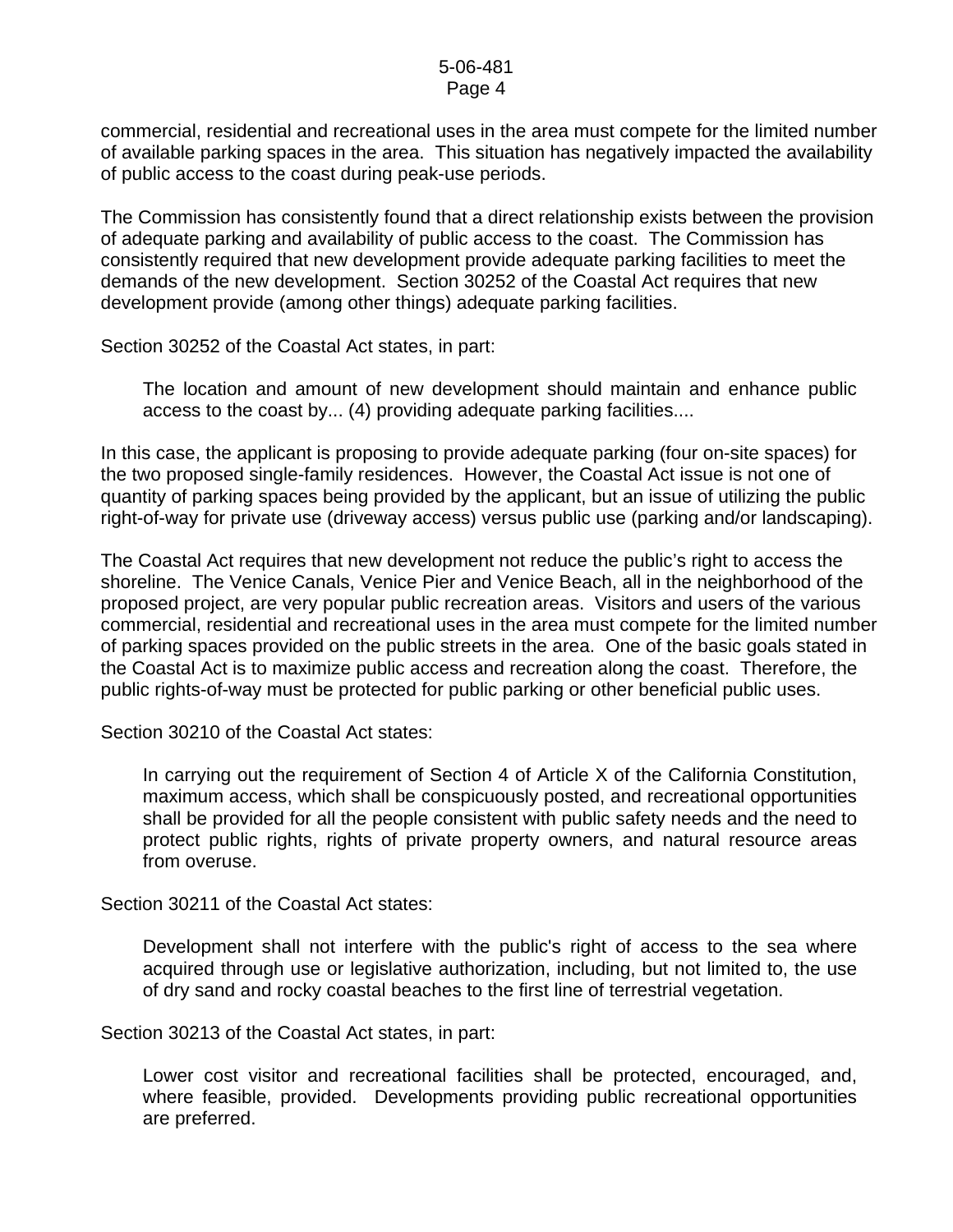commercial, residential and recreational uses in the area must compete for the limited number of available parking spaces in the area. This situation has negatively impacted the availability of public access to the coast during peak-use periods.

The Commission has consistently found that a direct relationship exists between the provision of adequate parking and availability of public access to the coast. The Commission has consistently required that new development provide adequate parking facilities to meet the demands of the new development. Section 30252 of the Coastal Act requires that new development provide (among other things) adequate parking facilities.

Section 30252 of the Coastal Act states, in part:

> The location and amount of new development should maintain and enhance public access to the coast by... (4) providing adequate parking facilities....

In this case, the applicant is proposing to provide adequate parking (four on-site spaces) for the two proposed single-family residences. However, the Coastal Act issue is not one of quantity of parking spaces being provided by the applicant, but an issue of utilizing the public right-of-way for private use (driveway access) versus public use (parking and/or landscaping).

The Coastal Act requires that new development not reduce the public's right to access the shoreline. The Venice Canals, Venice Pier and Venice Beach, all in the neighborhood of the proposed project, are very popular public recreation areas. Visitors and users of the various commercial, residential and recreational uses in the area must compete for the limited number of parking spaces provided on the public streets in the area. One of the basic goals stated in the Coastal Act is to maximize public access and recreation along the coast. Therefore, the public rights-of-way must be protected for public parking or other beneficial public uses.

Section 30210 of the Coastal Act states:

> In carrying out the requirement of Section 4 of Article X of the California Constitution, maximum access, which shall be conspicuously posted, and recreational opportunities shall be provided for all the people consistent with public safety needs and the need to protect public rights, rights of private property owners, and natural resource areas from overuse.

Section 30211 of the Coastal Act states:

> Development shall not interfere with the public's right of access to the sea where acquired through use or legislative authorization, including, but not limited to, the use of dry sand and rocky coastal beaches to the first line of terrestrial vegetation.

Section 30213 of the Coastal Act states, in part:

> Lower cost visitor and recreational facilities shall be protected, encouraged, and, where feasible, provided. Developments providing public recreational opportunities are preferred.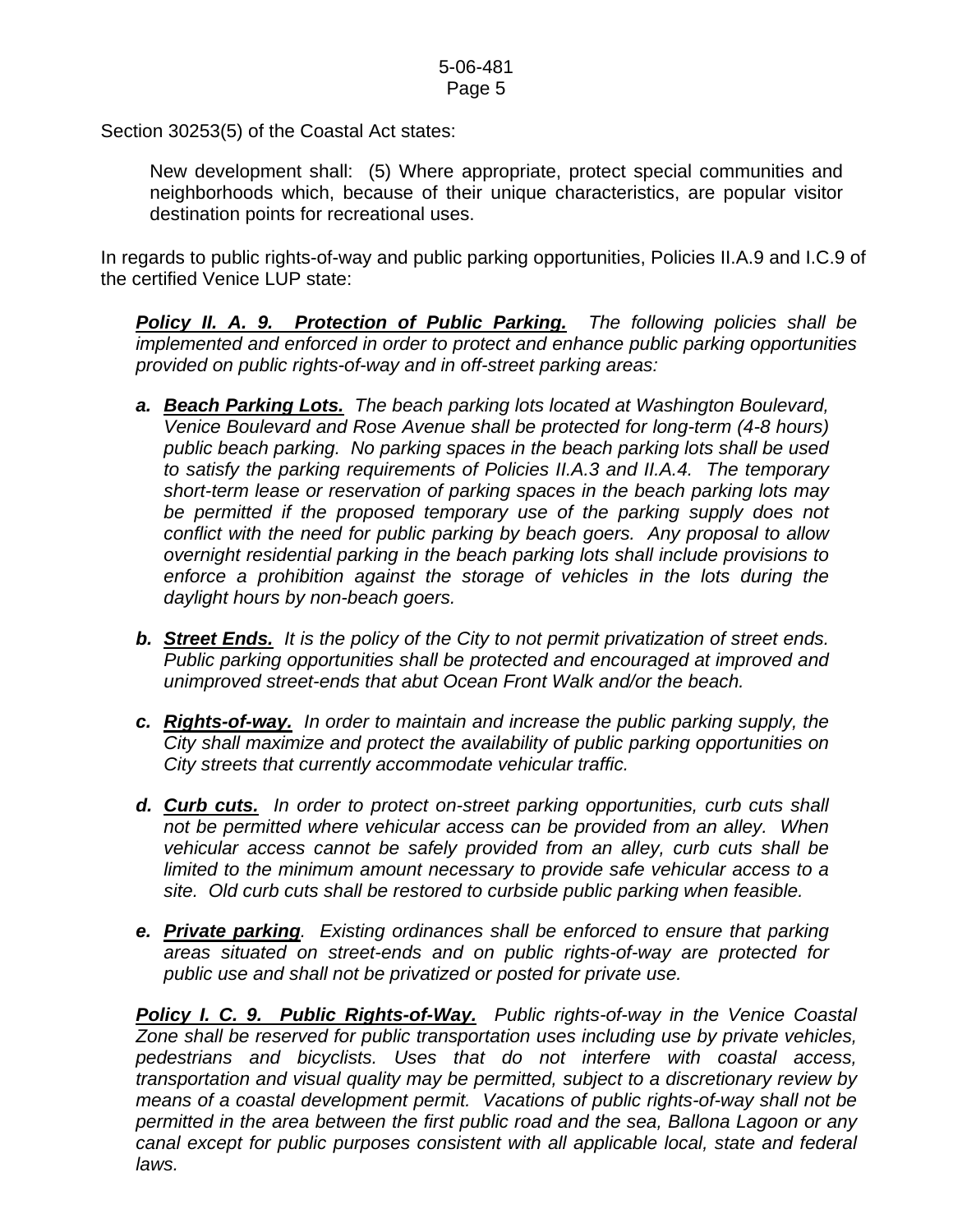Section 30253(5) of the Coastal Act states:

> New development shall: (5) Where appropriate, protect special communities and neighborhoods which, because of their unique characteristics, are popular visitor destination points for recreational uses.

In regards to public rights-of-way and public parking opportunities, Policies II.A.9 and I.C.9 of the certified Venice LUP state:

> ***Policy II. A. 9. Protection of Public Parking.*** *The following policies shall be implemented and enforced in order to protect and enhance public parking opportunities provided on public rights-of-way and in off-street parking areas:*
>
> - ***a. Beach Parking Lots.*** *The beach parking lots located at Washington Boulevard, Venice Boulevard and Rose Avenue shall be protected for long-term (4-8 hours) public beach parking. No parking spaces in the beach parking lots shall be used to satisfy the parking requirements of Policies II.A.3 and II.A.4. The temporary short-term lease or reservation of parking spaces in the beach parking lots may be permitted if the proposed temporary use of the parking supply does not conflict with the need for public parking by beach goers. Any proposal to allow overnight residential parking in the beach parking lots shall include provisions to enforce a prohibition against the storage of vehicles in the lots during the daylight hours by non-beach goers.*
> - ***b. Street Ends.*** *It is the policy of the City to not permit privatization of street ends. Public parking opportunities shall be protected and encouraged at improved and unimproved street-ends that abut Ocean Front Walk and/or the beach.*
> - ***c. Rights-of-way.*** *In order to maintain and increase the public parking supply, the City shall maximize and protect the availability of public parking opportunities on City streets that currently accommodate vehicular traffic.*
> - ***d. Curb cuts.*** *In order to protect on-street parking opportunities, curb cuts shall not be permitted where vehicular access can be provided from an alley. When vehicular access cannot be safely provided from an alley, curb cuts shall be limited to the minimum amount necessary to provide safe vehicular access to a site. Old curb cuts shall be restored to curbside public parking when feasible.*
> - ***e. Private parking****. Existing ordinances shall be enforced to ensure that parking areas situated on street-ends and on public rights-of-way are protected for public use and shall not be privatized or posted for private use.*
>
> ***Policy I. C. 9. Public Rights-of-Way.*** *Public rights-of-way in the Venice Coastal Zone shall be reserved for public transportation uses including use by private vehicles, pedestrians and bicyclists. Uses that do not interfere with coastal access, transportation and visual quality may be permitted, subject to a discretionary review by means of a coastal development permit. Vacations of public rights-of-way shall not be permitted in the area between the first public road and the sea, Ballona Lagoon or any canal except for public purposes consistent with all applicable local, state and federal laws.*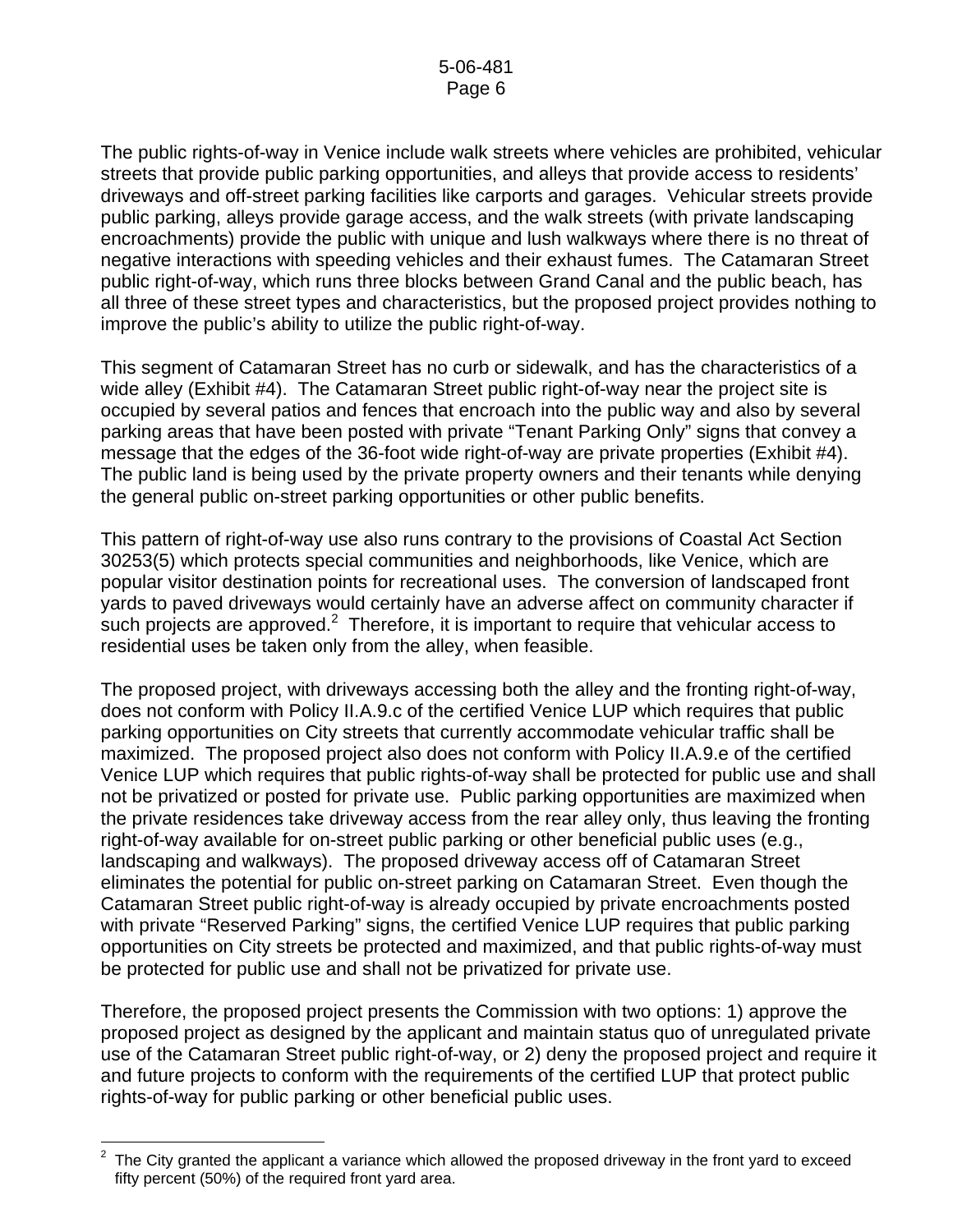The public rights-of-way in Venice include walk streets where vehicles are prohibited, vehicular streets that provide public parking opportunities, and alleys that provide access to residents' driveways and off-street parking facilities like carports and garages. Vehicular streets provide public parking, alleys provide garage access, and the walk streets (with private landscaping encroachments) provide the public with unique and lush walkways where there is no threat of negative interactions with speeding vehicles and their exhaust fumes. The Catamaran Street public right-of-way, which runs three blocks between Grand Canal and the public beach, has all three of these street types and characteristics, but the proposed project provides nothing to improve the public's ability to utilize the public right-of-way.

This segment of Catamaran Street has no curb or sidewalk, and has the characteristics of a wide alley (Exhibit #4). The Catamaran Street public right-of-way near the project site is occupied by several patios and fences that encroach into the public way and also by several parking areas that have been posted with private "Tenant Parking Only" signs that convey a message that the edges of the 36-foot wide right-of-way are private properties (Exhibit #4). The public land is being used by the private property owners and their tenants while denying the general public on-street parking opportunities or other public benefits.

This pattern of right-of-way use also runs contrary to the provisions of Coastal Act Section 30253(5) which protects special communities and neighborhoods, like Venice, which are popular visitor destination points for recreational uses. The conversion of landscaped front yards to paved driveways would certainly have an adverse affect on community character if such projects are approved.[2] Therefore, it is important to require that vehicular access to residential uses be taken only from the alley, when feasible.

The proposed project, with driveways accessing both the alley and the fronting right-of-way, does not conform with Policy II.A.9.c of the certified Venice LUP which requires that public parking opportunities on City streets that currently accommodate vehicular traffic shall be maximized. The proposed project also does not conform with Policy II.A.9.e of the certified Venice LUP which requires that public rights-of-way shall be protected for public use and shall not be privatized or posted for private use. Public parking opportunities are maximized when the private residences take driveway access from the rear alley only, thus leaving the fronting right-of-way available for on-street public parking or other beneficial public uses (e.g., landscaping and walkways). The proposed driveway access off of Catamaran Street eliminates the potential for public on-street parking on Catamaran Street. Even though the Catamaran Street public right-of-way is already occupied by private encroachments posted with private "Reserved Parking" signs, the certified Venice LUP requires that public parking opportunities on City streets be protected and maximized, and that public rights-of-way must be protected for public use and shall not be privatized for private use.

Therefore, the proposed project presents the Commission with two options: 1) approve the proposed project as designed by the applicant and maintain status quo of unregulated private use of the Catamaran Street public right-of-way, or 2) deny the proposed project and require it and future projects to conform with the requirements of the certified LUP that protect public rights-of-way for public parking or other beneficial public uses.

---

[2] The City granted the applicant a variance which allowed the proposed driveway in the front yard to exceed fifty percent (50%) of the required front yard area.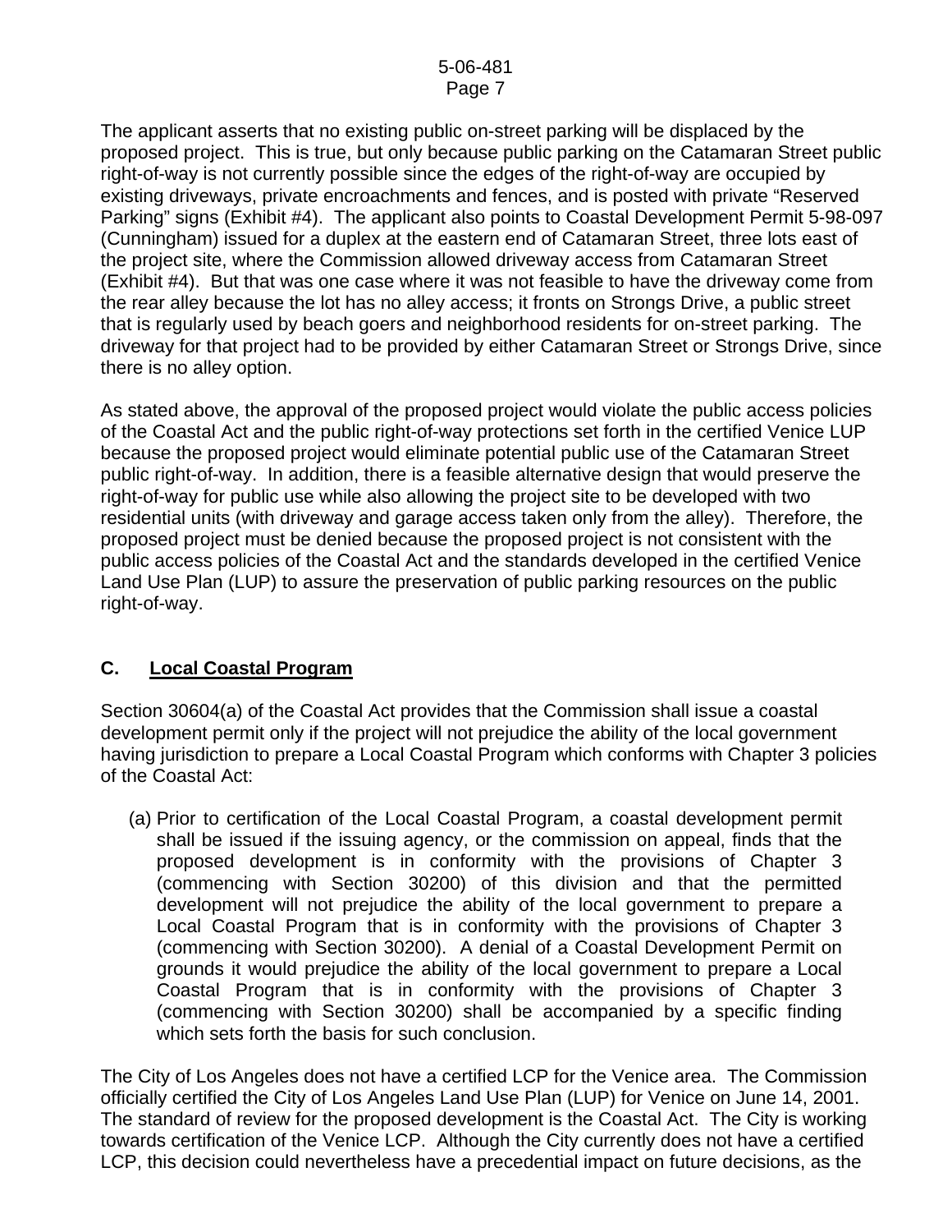The applicant asserts that no existing public on-street parking will be displaced by the proposed project. This is true, but only because public parking on the Catamaran Street public right-of-way is not currently possible since the edges of the right-of-way are occupied by existing driveways, private encroachments and fences, and is posted with private "Reserved Parking" signs (Exhibit #4). The applicant also points to Coastal Development Permit 5-98-097 (Cunningham) issued for a duplex at the eastern end of Catamaran Street, three lots east of the project site, where the Commission allowed driveway access from Catamaran Street (Exhibit #4). But that was one case where it was not feasible to have the driveway come from the rear alley because the lot has no alley access; it fronts on Strongs Drive, a public street that is regularly used by beach goers and neighborhood residents for on-street parking. The driveway for that project had to be provided by either Catamaran Street or Strongs Drive, since there is no alley option.

As stated above, the approval of the proposed project would violate the public access policies of the Coastal Act and the public right-of-way protections set forth in the certified Venice LUP because the proposed project would eliminate potential public use of the Catamaran Street public right-of-way. In addition, there is a feasible alternative design that would preserve the right-of-way for public use while also allowing the project site to be developed with two residential units (with driveway and garage access taken only from the alley). Therefore, the proposed project must be denied because the proposed project is not consistent with the public access policies of the Coastal Act and the standards developed in the certified Venice Land Use Plan (LUP) to assure the preservation of public parking resources on the public right-of-way.

## C. Local Coastal Program

Section 30604(a) of the Coastal Act provides that the Commission shall issue a coastal development permit only if the project will not prejudice the ability of the local government having jurisdiction to prepare a Local Coastal Program which conforms with Chapter 3 policies of the Coastal Act:

> (a) Prior to certification of the Local Coastal Program, a coastal development permit shall be issued if the issuing agency, or the commission on appeal, finds that the proposed development is in conformity with the provisions of Chapter 3 (commencing with Section 30200) of this division and that the permitted development will not prejudice the ability of the local government to prepare a Local Coastal Program that is in conformity with the provisions of Chapter 3 (commencing with Section 30200). A denial of a Coastal Development Permit on grounds it would prejudice the ability of the local government to prepare a Local Coastal Program that is in conformity with the provisions of Chapter 3 (commencing with Section 30200) shall be accompanied by a specific finding which sets forth the basis for such conclusion.

The City of Los Angeles does not have a certified LCP for the Venice area. The Commission officially certified the City of Los Angeles Land Use Plan (LUP) for Venice on June 14, 2001. The standard of review for the proposed development is the Coastal Act. The City is working towards certification of the Venice LCP. Although the City currently does not have a certified LCP, this decision could nevertheless have a precedential impact on future decisions, as the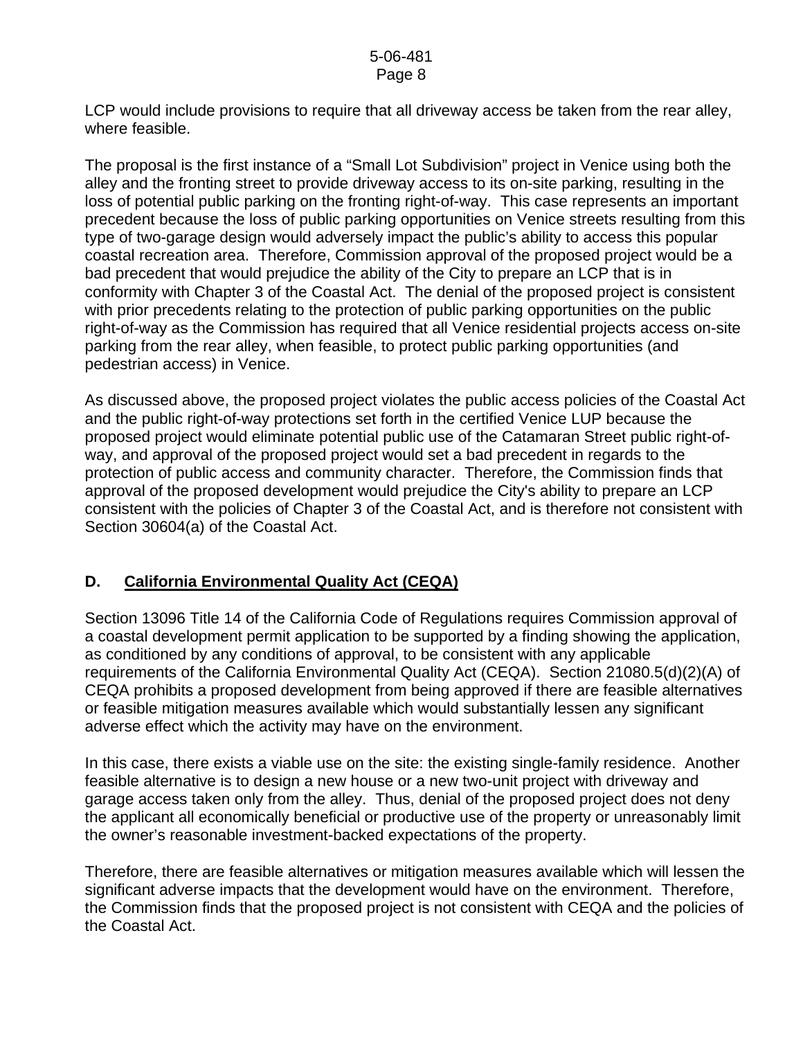LCP would include provisions to require that all driveway access be taken from the rear alley, where feasible.

The proposal is the first instance of a "Small Lot Subdivision" project in Venice using both the alley and the fronting street to provide driveway access to its on-site parking, resulting in the loss of potential public parking on the fronting right-of-way. This case represents an important precedent because the loss of public parking opportunities on Venice streets resulting from this type of two-garage design would adversely impact the public's ability to access this popular coastal recreation area. Therefore, Commission approval of the proposed project would be a bad precedent that would prejudice the ability of the City to prepare an LCP that is in conformity with Chapter 3 of the Coastal Act. The denial of the proposed project is consistent with prior precedents relating to the protection of public parking opportunities on the public right-of-way as the Commission has required that all Venice residential projects access on-site parking from the rear alley, when feasible, to protect public parking opportunities (and pedestrian access) in Venice.

As discussed above, the proposed project violates the public access policies of the Coastal Act and the public right-of-way protections set forth in the certified Venice LUP because the proposed project would eliminate potential public use of the Catamaran Street public right-of-way, and approval of the proposed project would set a bad precedent in regards to the protection of public access and community character. Therefore, the Commission finds that approval of the proposed development would prejudice the City's ability to prepare an LCP consistent with the policies of Chapter 3 of the Coastal Act, and is therefore not consistent with Section 30604(a) of the Coastal Act.

## D. California Environmental Quality Act (CEQA)

Section 13096 Title 14 of the California Code of Regulations requires Commission approval of a coastal development permit application to be supported by a finding showing the application, as conditioned by any conditions of approval, to be consistent with any applicable requirements of the California Environmental Quality Act (CEQA). Section 21080.5(d)(2)(A) of CEQA prohibits a proposed development from being approved if there are feasible alternatives or feasible mitigation measures available which would substantially lessen any significant adverse effect which the activity may have on the environment.

In this case, there exists a viable use on the site: the existing single-family residence. Another feasible alternative is to design a new house or a new two-unit project with driveway and garage access taken only from the alley. Thus, denial of the proposed project does not deny the applicant all economically beneficial or productive use of the property or unreasonably limit the owner's reasonable investment-backed expectations of the property.

Therefore, there are feasible alternatives or mitigation measures available which will lessen the significant adverse impacts that the development would have on the environment. Therefore, the Commission finds that the proposed project is not consistent with CEQA and the policies of the Coastal Act.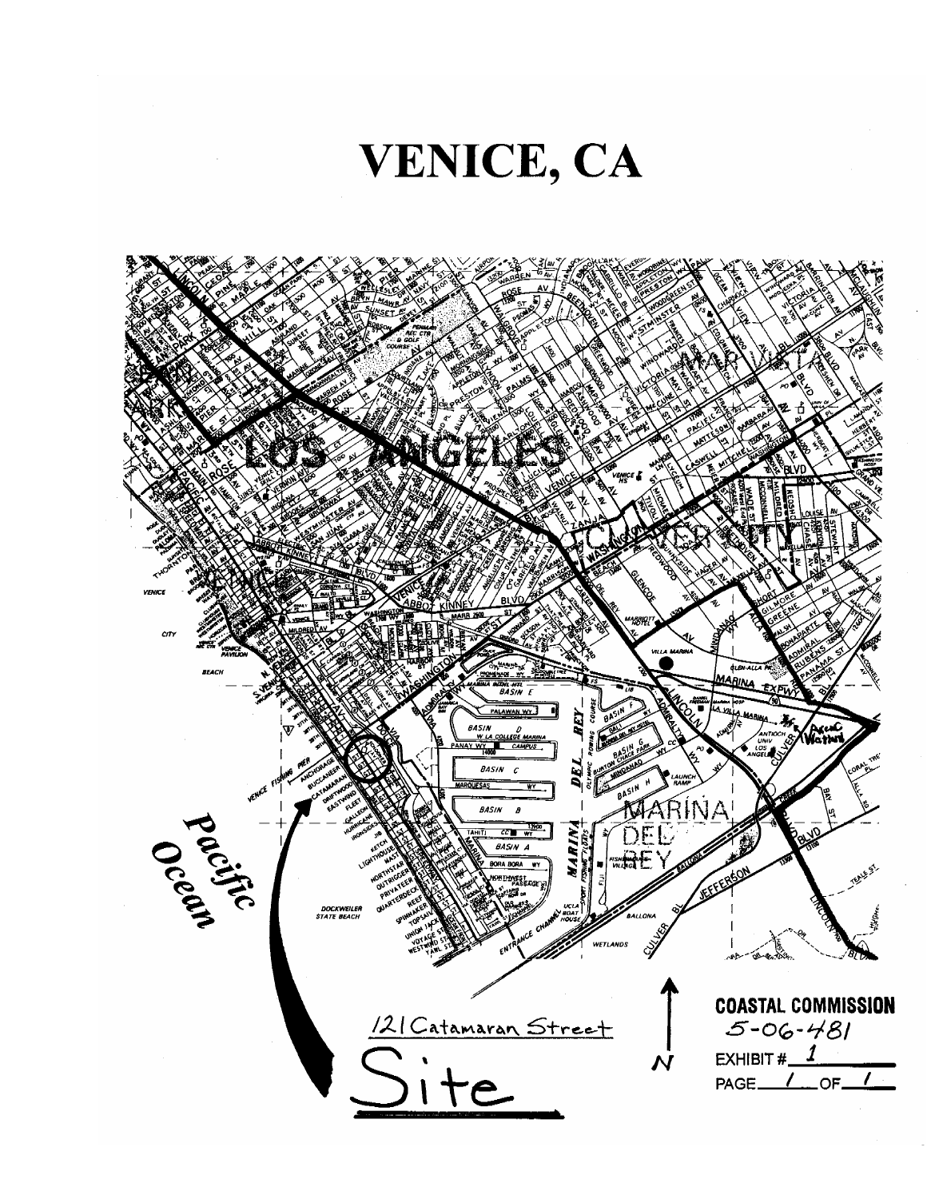# VENICE, CA

Pacific Ocean

121 Catamaran Street

Site

N

**COASTAL COMMISSION**
5-06-481
EXHIBIT # 1
PAGE 1 OF 1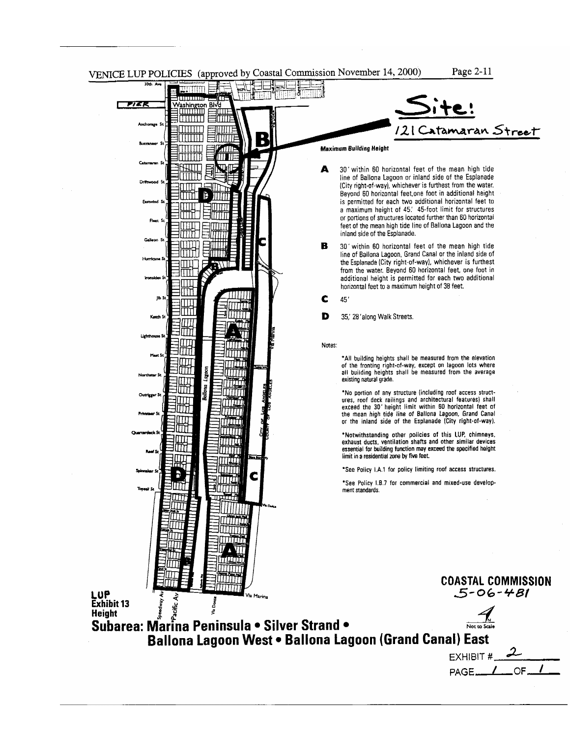VENICE LUP POLICIES (approved by Coastal Commission November 14, 2000)

Site:
121 Catamaran Street

**Maximum Building Height**

**A** 30' within 60 horizontal feet of the mean high tide line of Ballona Lagoon or inland side of the Esplanade (City right-of-way), whichever is furthest from the water. Beyond 60 horizontal feet,one foot in additional height is permitted for each two additional horizontal feet to a maximum height of 45.' 45-foot limit for structures or portions of structures located further than 60 horizontal feet of the mean high tide line of Ballona Lagoon and the inland side of the Esplanade.

**B** 30' within 60 horizontal feet of the mean high tide line of Ballona Lagoon, Grand Canal or the inland side of the Esplanade (City right-of-way), whichever is furthest from the water. Beyond 60 horizontal feet, one foot in additional height is permitted for each two additional horizontal feet to a maximum height of 38 feet.

**C** 45'

**D** 35,' 28' along Walk Streets.

Notes:

*All building heights shall be measured from the elevation of the fronting right-of-way, except on lagoon lots where all building heights shall be measured from the average existing natural grade.

*No portion of any structure (including roof access structures, roof deck railings and architectural features) shall exceed the 30' height limit within 60 horizontal feet of the mean high tide line of Ballona Lagoon, Grand Canal or the inland side of the Esplanade (City right-of-way).

*Notwithstanding other policies of this LUP, chimneys, exhaust ducts, ventilation shafts and other similar devices essential for building function may exceed the specified height limit in a residential zone by five feet.

*See Policy I.A.1 for policy limiting roof access structures.

*See Policy I.B.7 for commercial and mixed-use development standards.

**LUP Exhibit 13 Height**

**Subarea: Marina Peninsula • Silver Strand • Ballona Lagoon West • Ballona Lagoon (Grand Canal) East**

Not to Scale

**COASTAL COMMISSION**
5-06-481

EXHIBIT # 2
PAGE 1 OF 1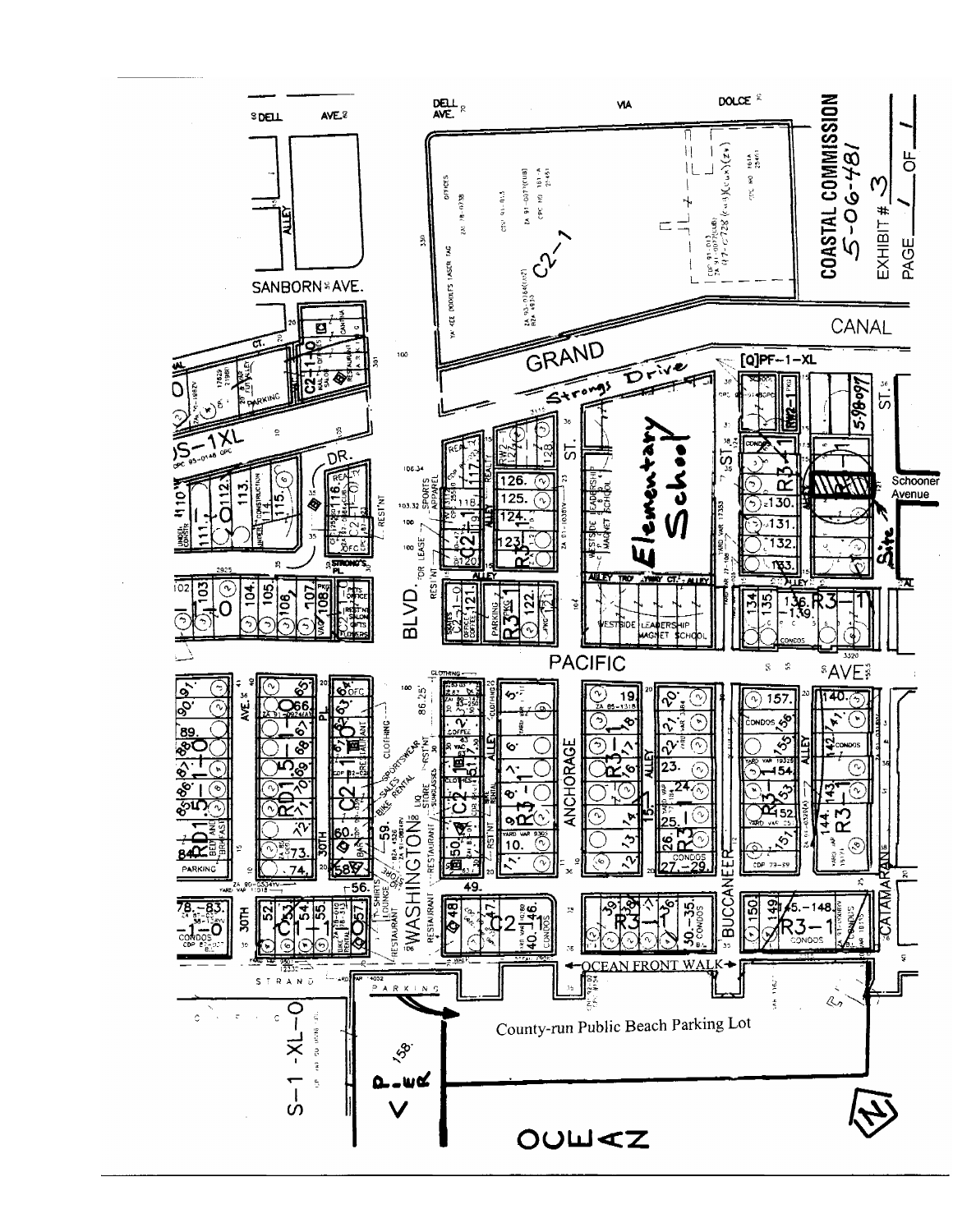**COASTAL COMMISSION**

**5-06-481**

**EXHIBIT # 3**

**PAGE 1 OF 1**

County-run Public Beach Parking Lot

Elementary School

Site

Schooner Avenue

OCEAN FRONT WALK

GRAND CANAL

Strongs Drive

WASHINGTON BLVD.

PACIFIC AVE.

ANCHORAGE ST.

BUCCANEER

CATAMARAN

30TH

SANBORN AVE.

DELL AVE.

VIA DOLCE

PIER

OCEAN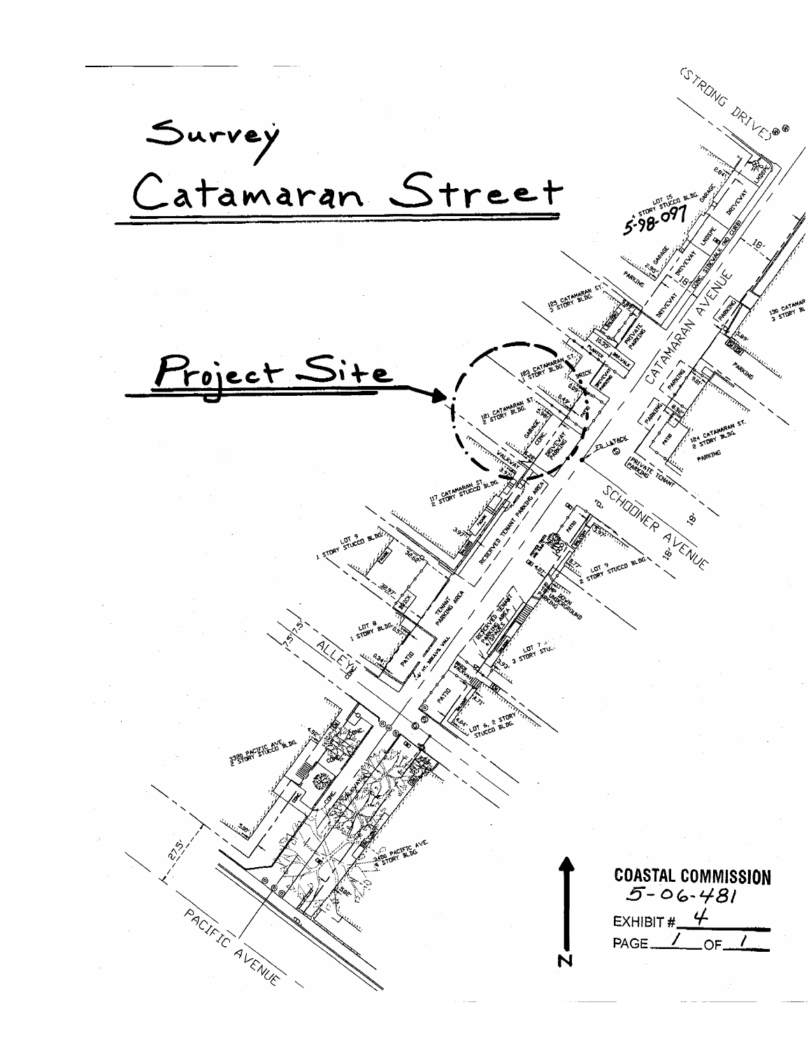# Survey

## Catamaran Street

**Project Site**

(STRONG DRIVE)

5-98-097

LOT 15 4 STORY STUCCO BLDG.

125 CATAMARAN ST. 3 STORY BLDG.

123 CATAMARAN ST. 3 STORY BLDG.

121 CATAMARAN ST. 2 STORY BLDG.

117 CATAMARAN ST. 2 STORY STUCCO BLDG.

130 CATAMARAN 3 STORY BL

124 CATAMARAN ST. 2 STORY BLDG.

CATAMARAN AVENUE

SCHOONER AVENUE

ALLEY

LOT 9 1 STORY STUCCO BLDG.

LOT 8 1 STORY BLDG.

LOT 9 2 STORY STUCCO BLDG.

LOT 7 3 STORY STUCCO

LOT 6, 2 STORY STUCCO BLDG.

3320 PACIFIC AVE. 2 STORY STUCCO BLDG.

3400 PACIFIC AVE. 4 STORY BLDG.

PACIFIC AVENUE

N

**COASTAL COMMISSION**
5-06-481
EXHIBIT # 4
PAGE 1 OF 1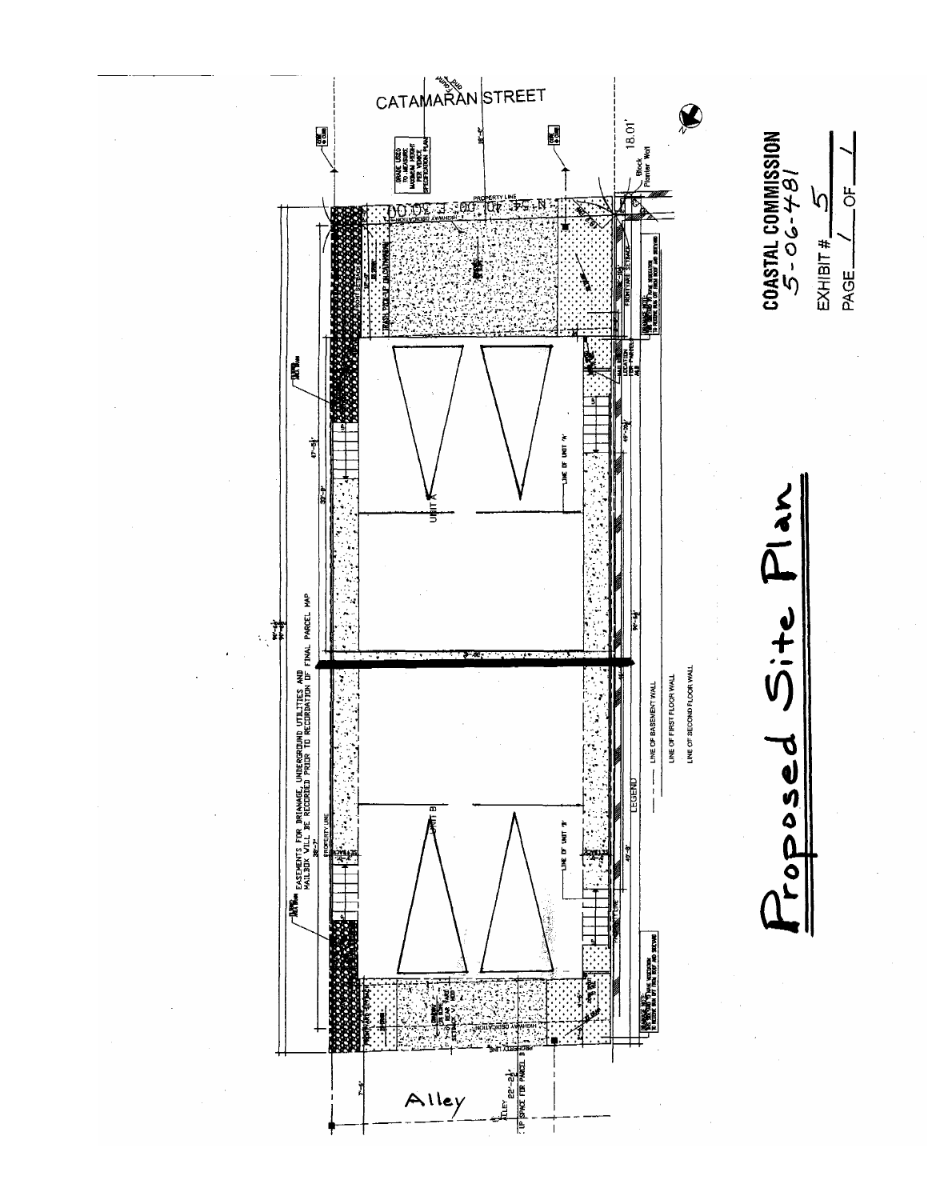CATAMARAN STREET

EASEMENTS FOR DRAINAGE, UNDERGROUND UTILITIES AND MAILBOX WILL BE RECORDED PRIOR TO RECORDATION OF FINAL PARCEL MAP

UNIT A

UNIT B

LEGEND

LINE OF BASEMENT WALL

LINE OF FIRST FLOOR WALL

LINE OF SECOND FLOOR WALL

Block Planter Wall

18.01'

Alley

# Proposed Site Plan

**COASTAL COMMISSION**
5-06-481

EXHIBIT # 5

PAGE 1 OF 1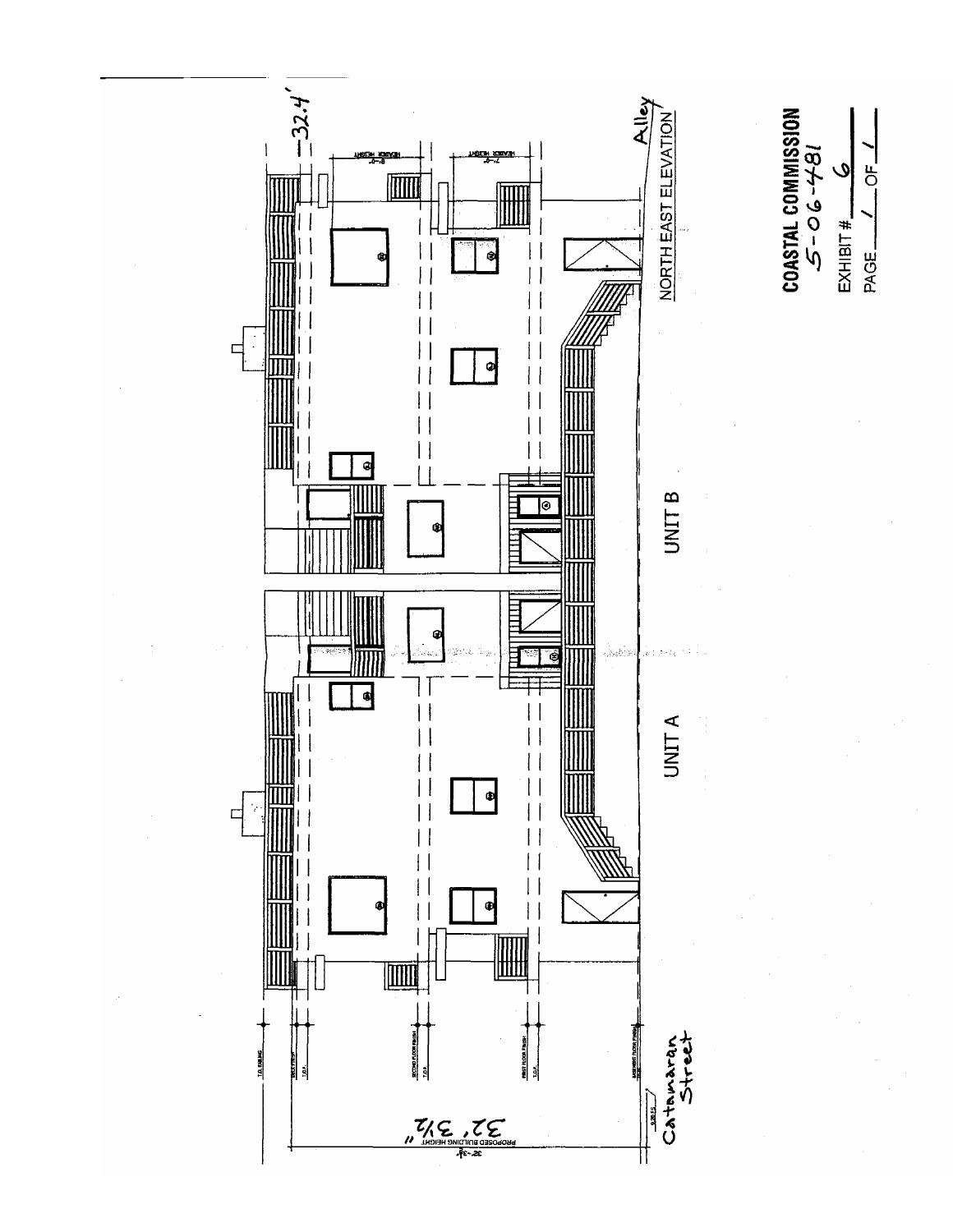NORTH EAST ELEVATION

UNIT A

UNIT B

Alley

32.4'

Catamaran Street

PROPOSED BUILDING HEIGHT 32'-3½"

32' 3½"

T.O. RAILING

DECK FINISH

T.O.P.

SECOND FLOOR FINISH

T.O.P.

FIRST FLOOR FINISH

T.O.P.

BASEMENT FLOOR FINISH

HEADER HEIGHT 8'-0"

HEADER HEIGHT 7'-0"

**COASTAL COMMISSION**
5-06-481

EXHIBIT # 6

PAGE 1 OF 1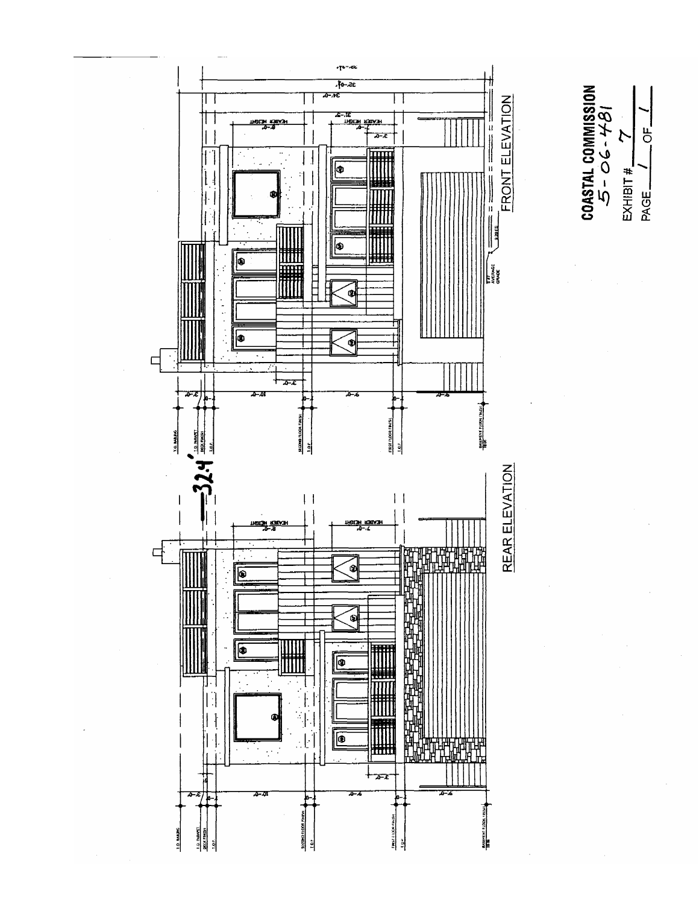FRONT ELEVATION

REAR ELEVATION

32.4'

COASTAL COMMISSION
5-06-481
EXHIBIT # 7
PAGE 1 OF 1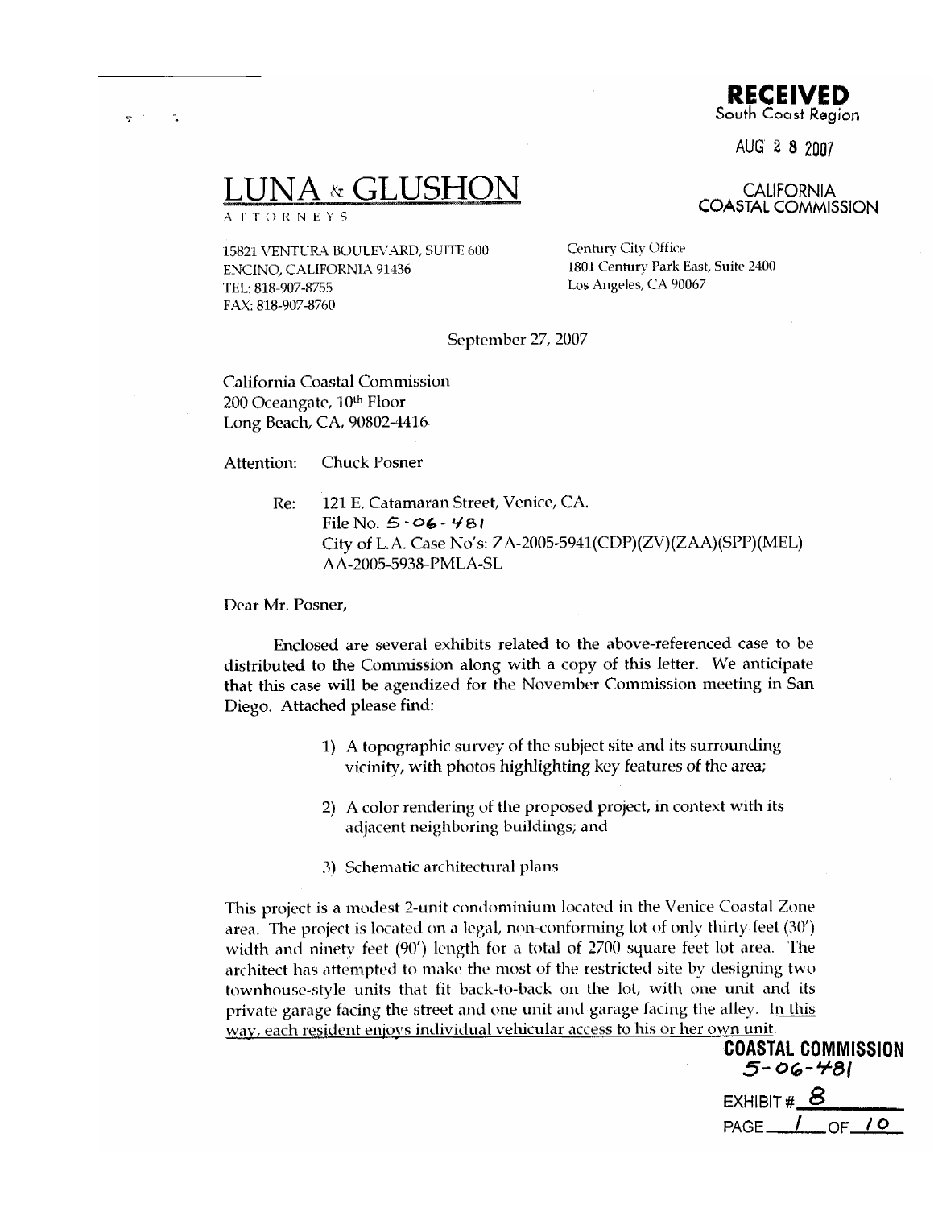**RECEIVED**
South Coast Region

AUG 2 8 2007

CALIFORNIA
COASTAL COMMISSION

# LUNA & GLUSHON

ATTORNEYS

15821 VENTURA BOULEVARD, SUITE 600
ENCINO, CALIFORNIA 91436
TEL: 818-907-8755
FAX: 818-907-8760

Century City Office
1801 Century Park East, Suite 2400
Los Angeles, CA 90067

September 27, 2007

California Coastal Commission
200 Oceangate, 10th Floor
Long Beach, CA, 90802-4416

Attention: Chuck Posner

Re: 121 E. Catamaran Street, Venice, CA.
File No. 5-06-481
City of L.A. Case No's: ZA-2005-5941(CDP)(ZV)(ZAA)(SPP)(MEL)
AA-2005-5938-PMLA-SL

Dear Mr. Posner,

Enclosed are several exhibits related to the above-referenced case to be distributed to the Commission along with a copy of this letter. We anticipate that this case will be agendized for the November Commission meeting in San Diego. Attached please find:

1) A topographic survey of the subject site and its surrounding vicinity, with photos highlighting key features of the area;

2) A color rendering of the proposed project, in context with its adjacent neighboring buildings; and

3) Schematic architectural plans

This project is a modest 2-unit condominium located in the Venice Coastal Zone area. The project is located on a legal, non-conforming lot of only thirty feet (30') width and ninety feet (90') length for a total of 2700 square feet lot area. The architect has attempted to make the most of the restricted site by designing two townhouse-style units that fit back-to-back on the lot, with one unit and its private garage facing the street and one unit and garage facing the alley. <u>In this way, each resident enjoys individual vehicular access to his or her own unit.</u>

**COASTAL COMMISSION**
5-06-481
EXHIBIT # 8
PAGE 1 OF 10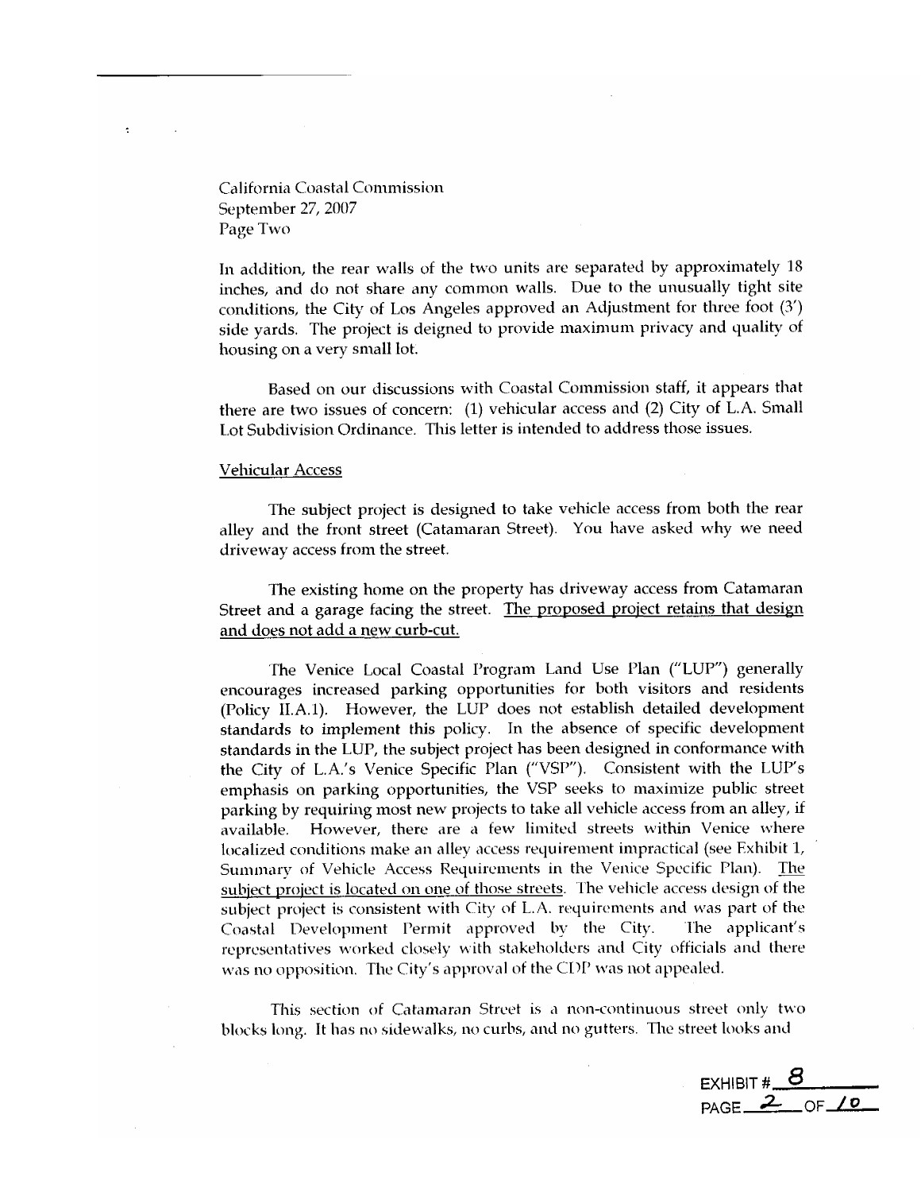California Coastal Commission
September 27, 2007
Page Two

In addition, the rear walls of the two units are separated by approximately 18 inches, and do not share any common walls. Due to the unusually tight site conditions, the City of Los Angeles approved an Adjustment for three foot (3') side yards. The project is deigned to provide maximum privacy and quality of housing on a very small lot.

Based on our discussions with Coastal Commission staff, it appears that there are two issues of concern: (1) vehicular access and (2) City of L.A. Small Lot Subdivision Ordinance. This letter is intended to address those issues.

Vehicular Access

The subject project is designed to take vehicle access from both the rear alley and the front street (Catamaran Street). You have asked why we need driveway access from the street.

The existing home on the property has driveway access from Catamaran Street and a garage facing the street. The proposed project retains that design and does not add a new curb-cut.

The Venice Local Coastal Program Land Use Plan ("LUP") generally encourages increased parking opportunities for both visitors and residents (Policy II.A.1). However, the LUP does not establish detailed development standards to implement this policy. In the absence of specific development standards in the LUP, the subject project has been designed in conformance with the City of L.A.'s Venice Specific Plan ("VSP"). Consistent with the LUP's emphasis on parking opportunities, the VSP seeks to maximize public street parking by requiring most new projects to take all vehicle access from an alley, if available. However, there are a few limited streets within Venice where localized conditions make an alley access requirement impractical (see Exhibit 1, Summary of Vehicle Access Requirements in the Venice Specific Plan). The subject project is located on one of those streets. The vehicle access design of the subject project is consistent with City of L.A. requirements and was part of the Coastal Development Permit approved by the City. The applicant's representatives worked closely with stakeholders and City officials and there was no opposition. The City's approval of the CDP was not appealed.

This section of Catamaran Street is a non-continuous street only two blocks long. It has no sidewalks, no curbs, and no gutters. The street looks and

EXHIBIT # 8
PAGE 2 OF 10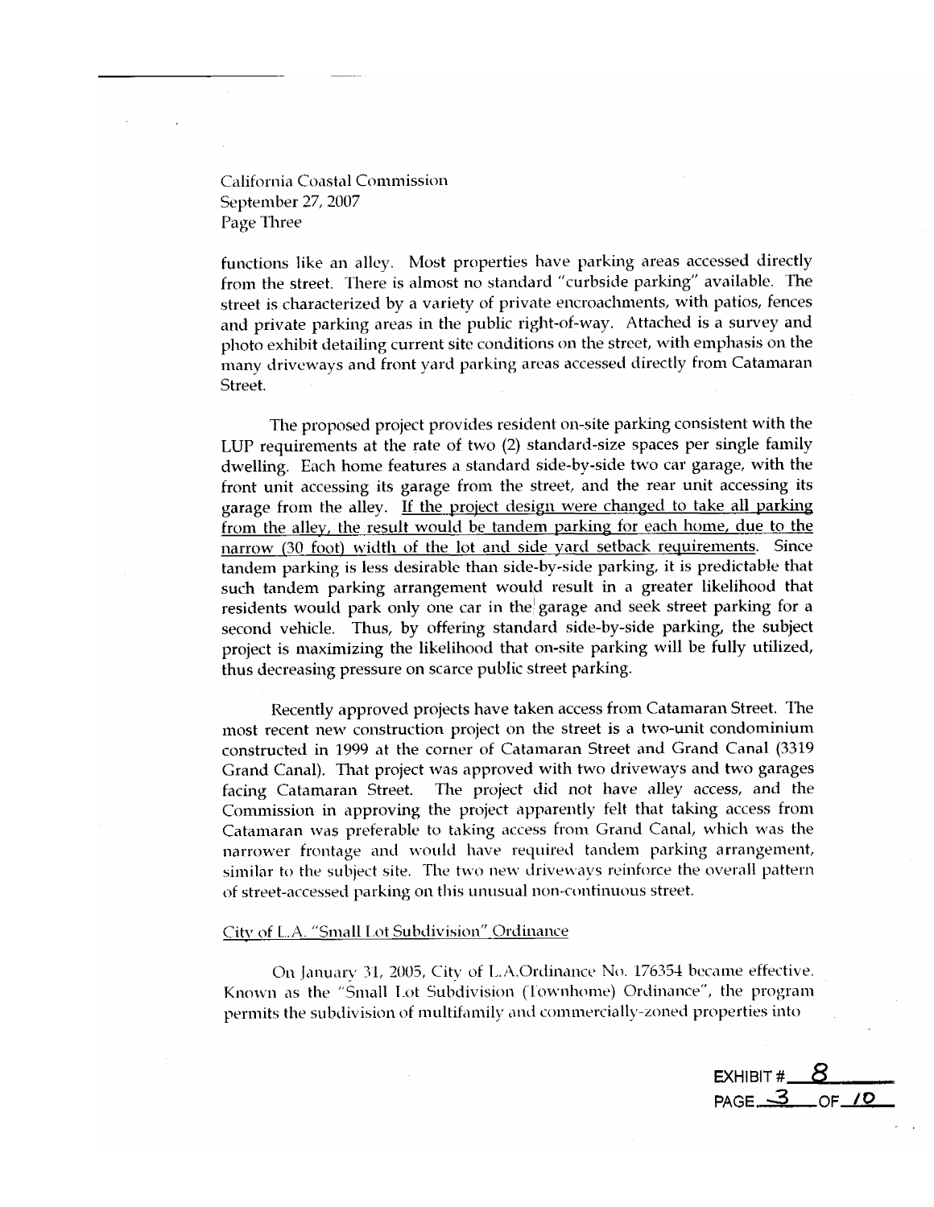California Coastal Commission
September 27, 2007
Page Three

functions like an alley. Most properties have parking areas accessed directly from the street. There is almost no standard "curbside parking" available. The street is characterized by a variety of private encroachments, with patios, fences and private parking areas in the public right-of-way. Attached is a survey and photo exhibit detailing current site conditions on the street, with emphasis on the many driveways and front yard parking areas accessed directly from Catamaran Street.

The proposed project provides resident on-site parking consistent with the LUP requirements at the rate of two (2) standard-size spaces per single family dwelling. Each home features a standard side-by-side two car garage, with the front unit accessing its garage from the street, and the rear unit accessing its garage from the alley. <u>If the project design were changed to take all parking from the alley, the result would be tandem parking for each home, due to the narrow (30 foot) width of the lot and side yard setback requirements.</u> Since tandem parking is less desirable than side-by-side parking, it is predictable that such tandem parking arrangement would result in a greater likelihood that residents would park only one car in the garage and seek street parking for a second vehicle. Thus, by offering standard side-by-side parking, the subject project is maximizing the likelihood that on-site parking will be fully utilized, thus decreasing pressure on scarce public street parking.

Recently approved projects have taken access from Catamaran Street. The most recent new construction project on the street is a two-unit condominium constructed in 1999 at the corner of Catamaran Street and Grand Canal (3319 Grand Canal). That project was approved with two driveways and two garages facing Catamaran Street. The project did not have alley access, and the Commission in approving the project apparently felt that taking access from Catamaran was preferable to taking access from Grand Canal, which was the narrower frontage and would have required tandem parking arrangement, similar to the subject site. The two new driveways reinforce the overall pattern of street-accessed parking on this unusual non-continuous street.

<u>City of L.A. "Small Lot Subdivision" Ordinance</u>

On January 31, 2005, City of L.A. Ordinance No. 176354 became effective. Known as the "Small Lot Subdivision (Townhome) Ordinance", the program permits the subdivision of multifamily and commercially-zoned properties into

EXHIBIT # 8
PAGE 3 OF 10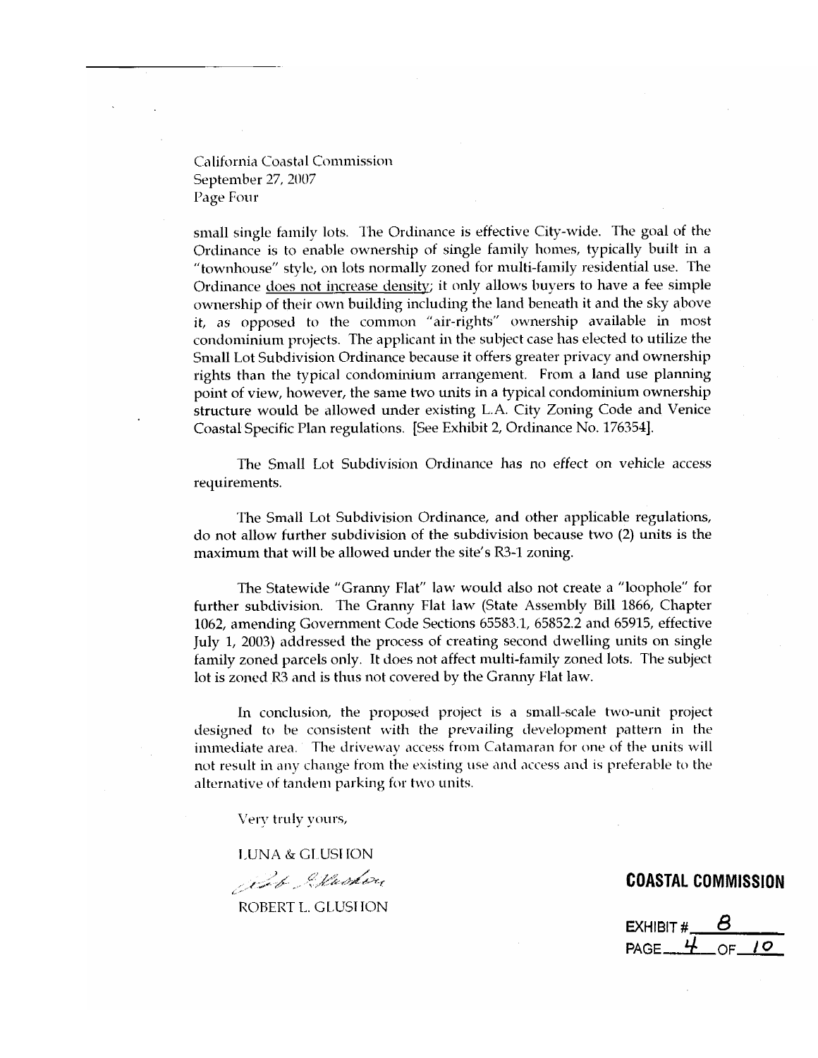California Coastal Commission
September 27, 2007
Page Four

small single family lots. The Ordinance is effective City-wide. The goal of the Ordinance is to enable ownership of single family homes, typically built in a "townhouse" style, on lots normally zoned for multi-family residential use. The Ordinance <u>does not increase density</u>; it only allows buyers to have a fee simple ownership of their own building including the land beneath it and the sky above it, as opposed to the common "air-rights" ownership available in most condominium projects. The applicant in the subject case has elected to utilize the Small Lot Subdivision Ordinance because it offers greater privacy and ownership rights than the typical condominium arrangement. From a land use planning point of view, however, the same two units in a typical condominium ownership structure would be allowed under existing L.A. City Zoning Code and Venice Coastal Specific Plan regulations. [See Exhibit 2, Ordinance No. 176354].

The Small Lot Subdivision Ordinance has no effect on vehicle access requirements.

The Small Lot Subdivision Ordinance, and other applicable regulations, do not allow further subdivision of the subdivision because two (2) units is the maximum that will be allowed under the site's R3-1 zoning.

The Statewide "Granny Flat" law would also not create a "loophole" for further subdivision. The Granny Flat law (State Assembly Bill 1866, Chapter 1062, amending Government Code Sections 65583.1, 65852.2 and 65915, effective July 1, 2003) addressed the process of creating second dwelling units on single family zoned parcels only. It does not affect multi-family zoned lots. The subject lot is zoned R3 and is thus not covered by the Granny Flat law.

In conclusion, the proposed project is a small-scale two-unit project designed to be consistent with the prevailing development pattern in the immediate area. The driveway access from Catamaran for one of the units will not result in any change from the existing use and access and is preferable to the alternative of tandem parking for two units.

Very truly yours,

LUNA & GLUSHON

ROBERT L. GLUSHON

**COASTAL COMMISSION**

EXHIBIT # 8
PAGE 4 OF 10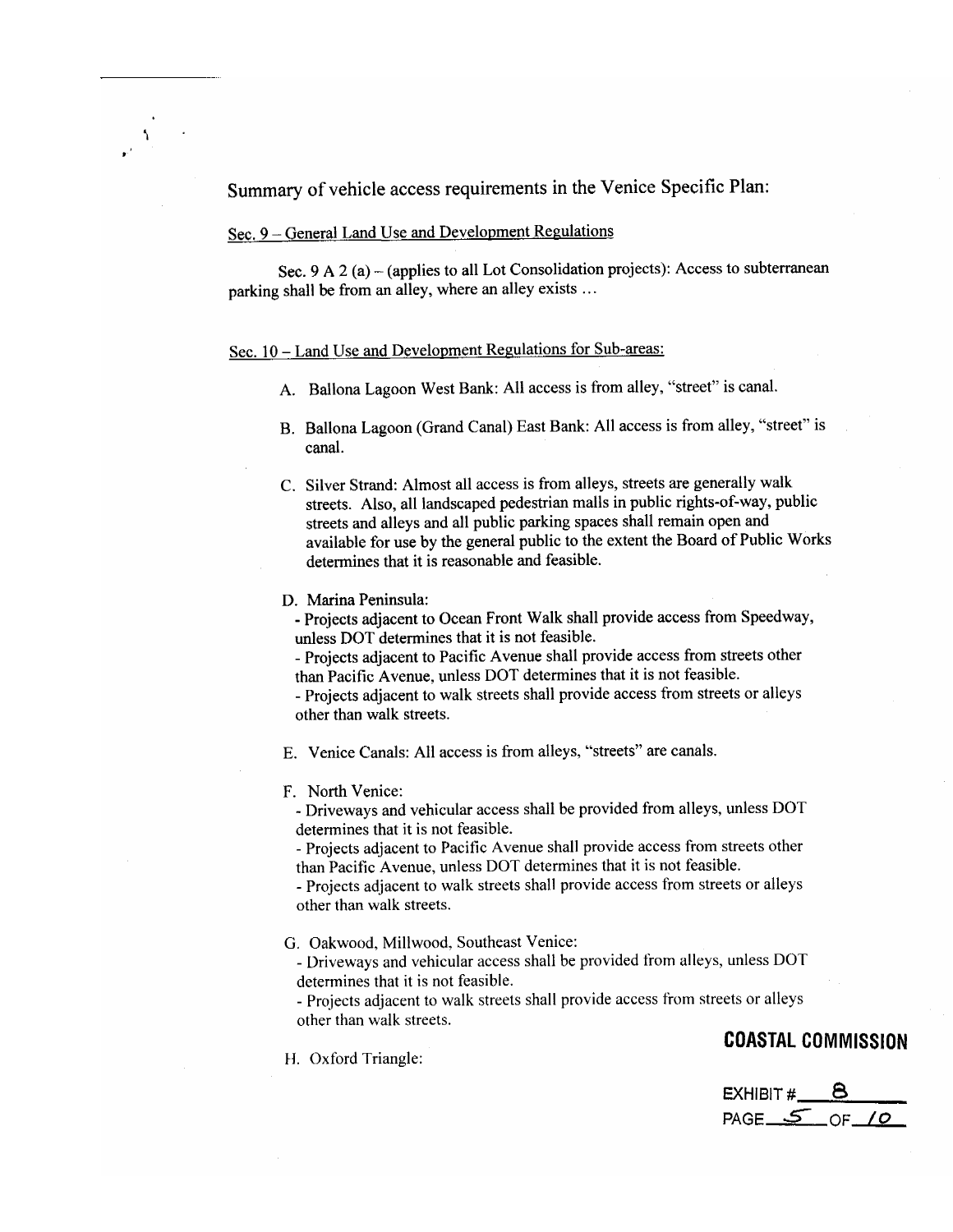## Summary of vehicle access requirements in the Venice Specific Plan:

Sec. 9 – General Land Use and Development Regulations

Sec. 9 A 2 (a) – (applies to all Lot Consolidation projects): Access to subterranean parking shall be from an alley, where an alley exists …

Sec. 10 – Land Use and Development Regulations for Sub-areas:

A. Ballona Lagoon West Bank: All access is from alley, "street" is canal.

B. Ballona Lagoon (Grand Canal) East Bank: All access is from alley, "street" is canal.

C. Silver Strand: Almost all access is from alleys, streets are generally walk streets. Also, all landscaped pedestrian malls in public rights-of-way, public streets and alleys and all public parking spaces shall remain open and available for use by the general public to the extent the Board of Public Works determines that it is reasonable and feasible.

D. Marina Peninsula:
   - Projects adjacent to Ocean Front Walk shall provide access from Speedway, unless DOT determines that it is not feasible.
   - Projects adjacent to Pacific Avenue shall provide access from streets other than Pacific Avenue, unless DOT determines that it is not feasible.
   - Projects adjacent to walk streets shall provide access from streets or alleys other than walk streets.

E. Venice Canals: All access is from alleys, "streets" are canals.

F. North Venice:
   - Driveways and vehicular access shall be provided from alleys, unless DOT determines that it is not feasible.
   - Projects adjacent to Pacific Avenue shall provide access from streets other than Pacific Avenue, unless DOT determines that it is not feasible.
   - Projects adjacent to walk streets shall provide access from streets or alleys other than walk streets.

G. Oakwood, Millwood, Southeast Venice:
   - Driveways and vehicular access shall be provided from alleys, unless DOT determines that it is not feasible.
   - Projects adjacent to walk streets shall provide access from streets or alleys other than walk streets.

H. Oxford Triangle:

**COASTAL COMMISSION**

EXHIBIT # 8
PAGE 5 OF 10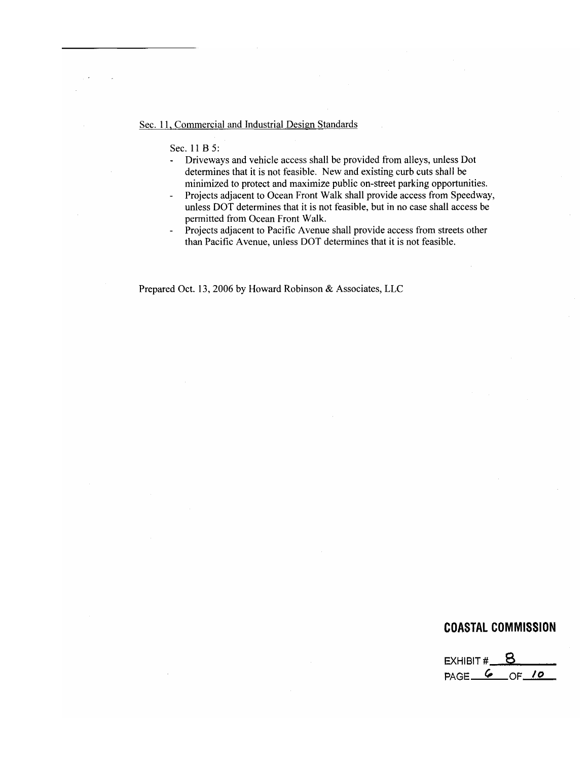Sec. 11, Commercial and Industrial Design Standards

Sec. 11 B 5:

- Driveways and vehicle access shall be provided from alleys, unless Dot determines that it is not feasible. New and existing curb cuts shall be minimized to protect and maximize public on-street parking opportunities.
- Projects adjacent to Ocean Front Walk shall provide access from Speedway, unless DOT determines that it is not feasible, but in no case shall access be permitted from Ocean Front Walk.
- Projects adjacent to Pacific Avenue shall provide access from streets other than Pacific Avenue, unless DOT determines that it is not feasible.

Prepared Oct. 13, 2006 by Howard Robinson & Associates, LLC

**COASTAL COMMISSION**

EXHIBIT # 8

PAGE 6 OF 10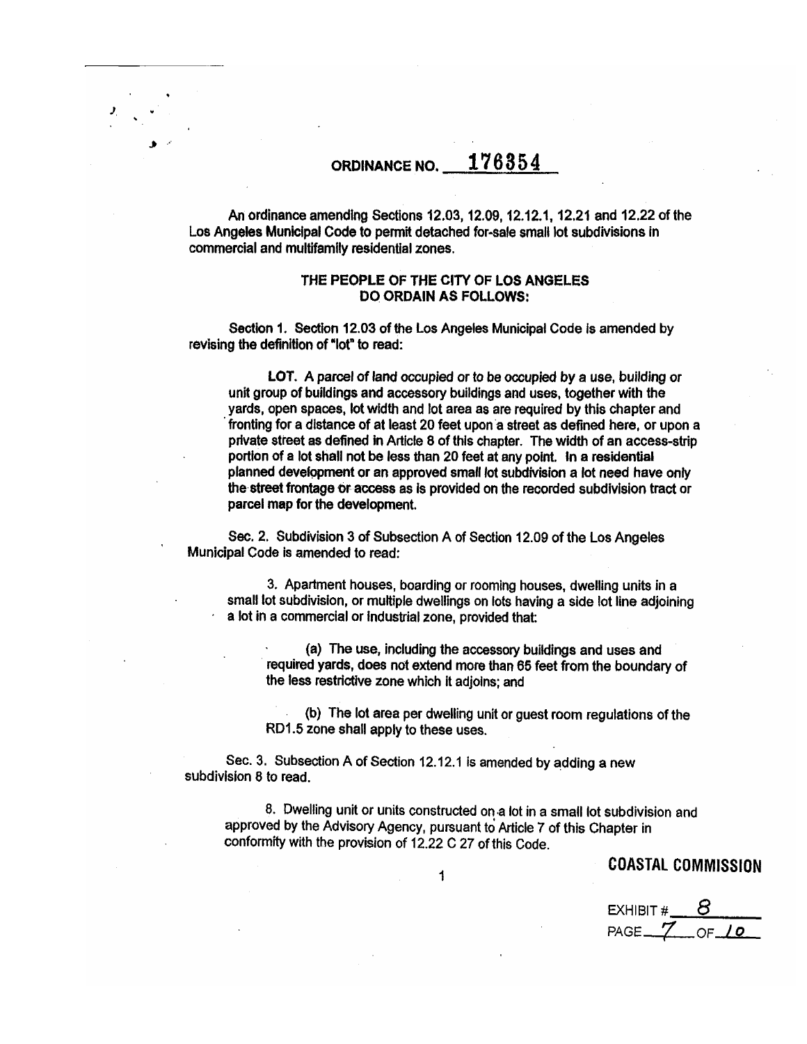# ORDINANCE NO. 176354

An ordinance amending Sections 12.03, 12.09, 12.12.1, 12.21 and 12.22 of the Los Angeles Municipal Code to permit detached for-sale small lot subdivisions in commercial and multifamily residential zones.

### THE PEOPLE OF THE CITY OF LOS ANGELES DO ORDAIN AS FOLLOWS:

Section 1. Section 12.03 of the Los Angeles Municipal Code is amended by revising the definition of "lot" to read:

> **LOT.** A parcel of land occupied or to be occupied by a use, building or unit group of buildings and accessory buildings and uses, together with the yards, open spaces, lot width and lot area as are required by this chapter and fronting for a distance of at least 20 feet upon a street as defined here, or upon a private street as defined in Article 8 of this chapter. The width of an access-strip portion of a lot shall not be less than 20 feet at any point. In a residential planned development or an approved small lot subdivision a lot need have only the street frontage or access as is provided on the recorded subdivision tract or parcel map for the development.

Sec. 2. Subdivision 3 of Subsection A of Section 12.09 of the Los Angeles Municipal Code is amended to read:

> 3. Apartment houses, boarding or rooming houses, dwelling units in a small lot subdivision, or multiple dwellings on lots having a side lot line adjoining a lot in a commercial or industrial zone, provided that:
>
> (a) The use, including the accessory buildings and uses and required yards, does not extend more than 65 feet from the boundary of the less restrictive zone which it adjoins; and
>
> (b) The lot area per dwelling unit or guest room regulations of the RD1.5 zone shall apply to these uses.

Sec. 3. Subsection A of Section 12.12.1 is amended by adding a new subdivision 8 to read.

> 8. Dwelling unit or units constructed on a lot in a small lot subdivision and approved by the Advisory Agency, pursuant to Article 7 of this Chapter in conformity with the provision of 12.22 C 27 of this Code.

COASTAL COMMISSION

EXHIBIT # 8
PAGE 7 OF 10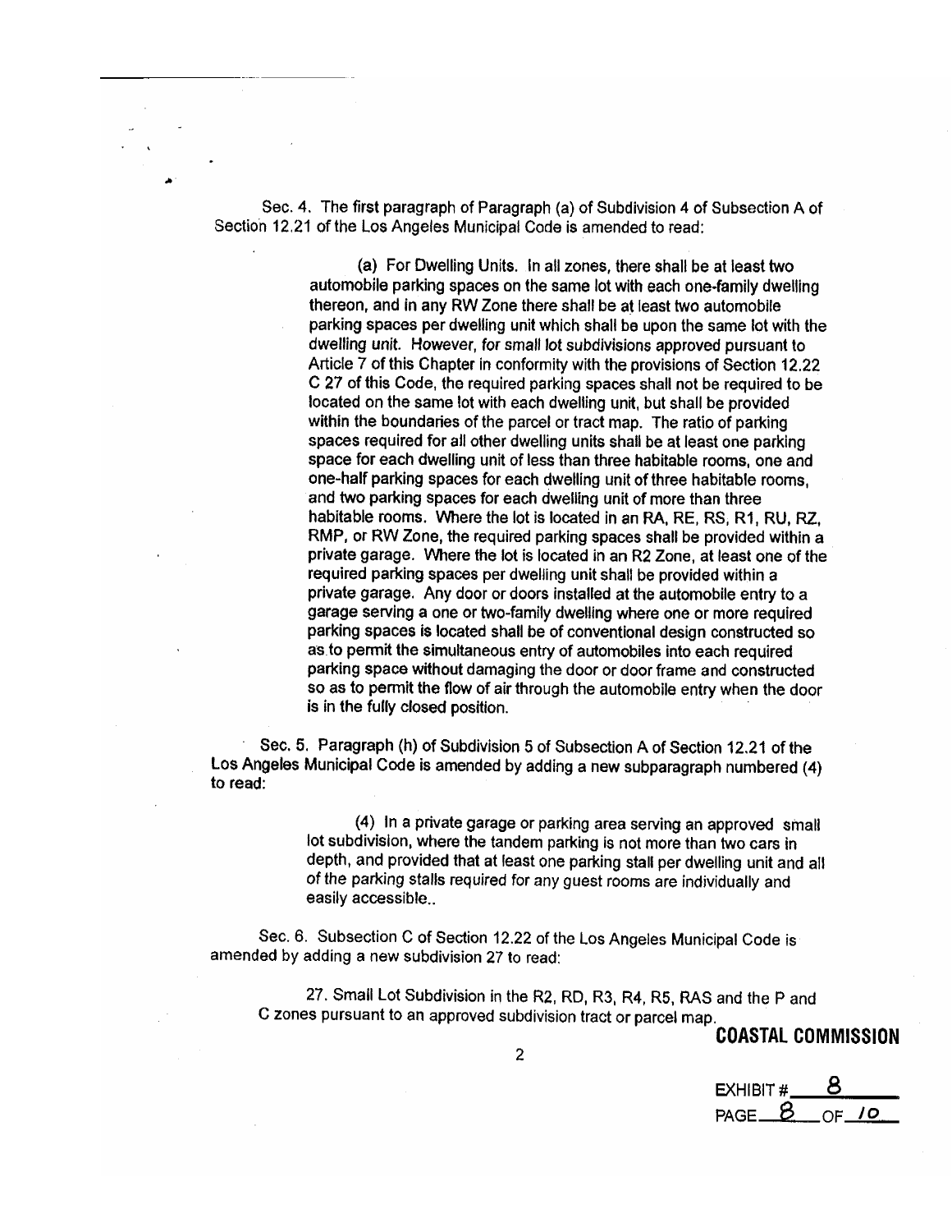Sec. 4. The first paragraph of Paragraph (a) of Subdivision 4 of Subsection A of Section 12.21 of the Los Angeles Municipal Code is amended to read:

> (a) For Dwelling Units. In all zones, there shall be at least two automobile parking spaces on the same lot with each one-family dwelling thereon, and in any RW Zone there shall be at least two automobile parking spaces per dwelling unit which shall be upon the same lot with the dwelling unit. However, for small lot subdivisions approved pursuant to Article 7 of this Chapter in conformity with the provisions of Section 12.22 C 27 of this Code, the required parking spaces shall not be required to be located on the same lot with each dwelling unit, but shall be provided within the boundaries of the parcel or tract map. The ratio of parking spaces required for all other dwelling units shall be at least one parking space for each dwelling unit of less than three habitable rooms, one and one-half parking spaces for each dwelling unit of three habitable rooms, and two parking spaces for each dwelling unit of more than three habitable rooms. Where the lot is located in an RA, RE, RS, R1, RU, RZ, RMP, or RW Zone, the required parking spaces shall be provided within a private garage. Where the lot is located in an R2 Zone, at least one of the required parking spaces per dwelling unit shall be provided within a private garage. Any door or doors installed at the automobile entry to a garage serving a one or two-family dwelling where one or more required parking spaces is located shall be of conventional design constructed so as to permit the simultaneous entry of automobiles into each required parking space without damaging the door or door frame and constructed so as to permit the flow of air through the automobile entry when the door is in the fully closed position.

Sec. 5. Paragraph (h) of Subdivision 5 of Subsection A of Section 12.21 of the Los Angeles Municipal Code is amended by adding a new subparagraph numbered (4) to read:

> (4) In a private garage or parking area serving an approved small lot subdivision, where the tandem parking is not more than two cars in depth, and provided that at least one parking stall per dwelling unit and all of the parking stalls required for any guest rooms are individually and easily accessible..

Sec. 6. Subsection C of Section 12.22 of the Los Angeles Municipal Code is amended by adding a new subdivision 27 to read:

> 27. Small Lot Subdivision in the R2, RD, R3, R4, R5, RAS and the P and C zones pursuant to an approved subdivision tract or parcel map.

**COASTAL COMMISSION**

EXHIBIT # 8
PAGE 8 OF 10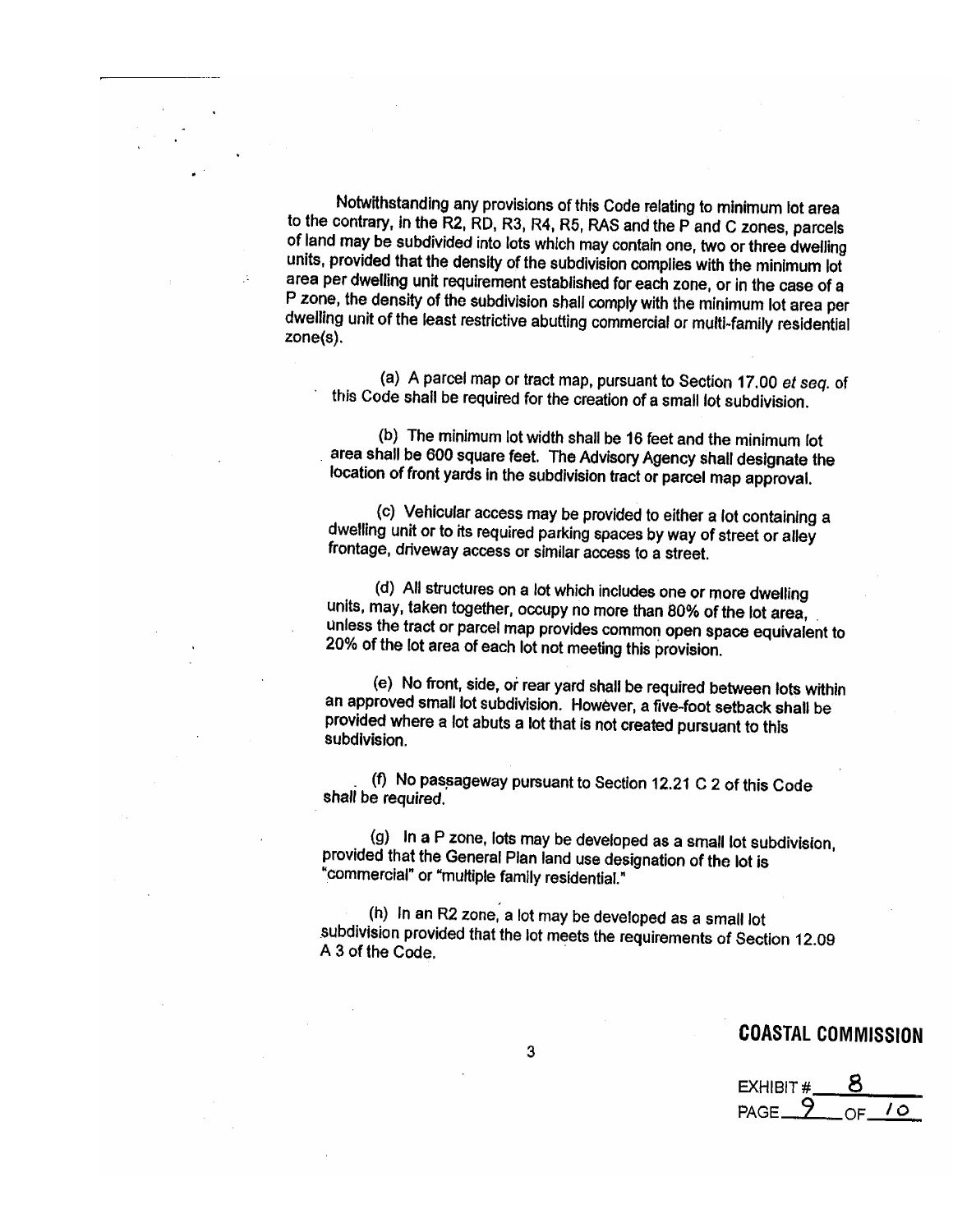Notwithstanding any provisions of this Code relating to minimum lot area to the contrary, in the R2, RD, R3, R4, R5, RAS and the P and C zones, parcels of land may be subdivided into lots which may contain one, two or three dwelling units, provided that the density of the subdivision complies with the minimum lot area per dwelling unit requirement established for each zone, or in the case of a P zone, the density of the subdivision shall comply with the minimum lot area per dwelling unit of the least restrictive abutting commercial or multi-family residential zone(s).

(a) A parcel map or tract map, pursuant to Section 17.00 *et seq.* of this Code shall be required for the creation of a small lot subdivision.

(b) The minimum lot width shall be 16 feet and the minimum lot area shall be 600 square feet. The Advisory Agency shall designate the location of front yards in the subdivision tract or parcel map approval.

(c) Vehicular access may be provided to either a lot containing a dwelling unit or to its required parking spaces by way of street or alley frontage, driveway access or similar access to a street.

(d) All structures on a lot which includes one or more dwelling units, may, taken together, occupy no more than 80% of the lot area, unless the tract or parcel map provides common open space equivalent to 20% of the lot area of each lot not meeting this provision.

(e) No front, side, or rear yard shall be required between lots within an approved small lot subdivision. However, a five-foot setback shall be provided where a lot abuts a lot that is not created pursuant to this subdivision.

(f) No passageway pursuant to Section 12.21 C 2 of this Code shall be required.

(g) In a P zone, lots may be developed as a small lot subdivision, provided that the General Plan land use designation of the lot is "commercial" or "multiple family residential."

(h) In an R2 zone, a lot may be developed as a small lot subdivision provided that the lot meets the requirements of Section 12.09 A 3 of the Code.

**COASTAL COMMISSION**

EXHIBIT # 8
PAGE 9 OF 10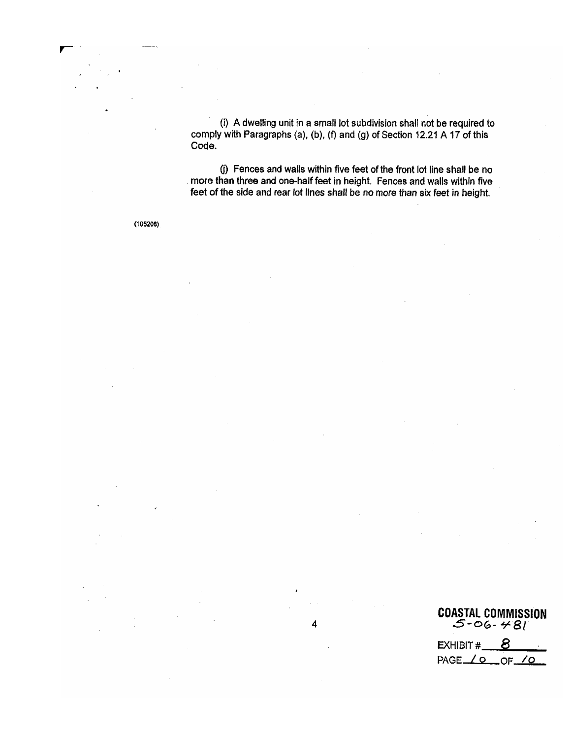(i) A dwelling unit in a small lot subdivision shall not be required to comply with Paragraphs (a), (b), (f) and (g) of Section 12.21 A 17 of this Code.

(j) Fences and walls within five feet of the front lot line shall be no more than three and one-half feet in height. Fences and walls within five feet of the side and rear lot lines shall be no more than six feet in height.

(105208)

**COASTAL COMMISSION**
5-06-481

EXHIBIT # 8

PAGE 10 OF 10